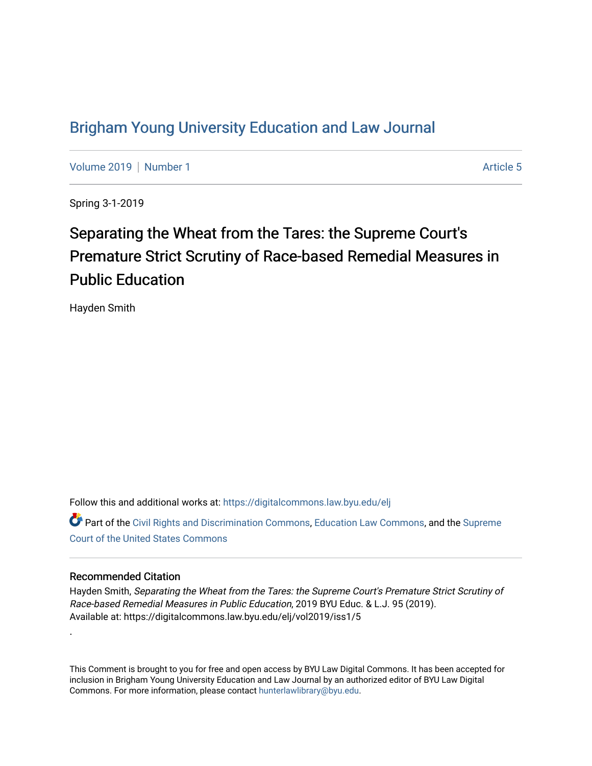# Brigham Young University Education and Law Journal

Volume 2019 | Number 1 Article 5

Spring 3-1-2019

## Separating the Wheat from the Tares: the Supreme Court's Premature Strict Scrutiny of Race-based Remedial Measures in Public Education

Hayden Smith

Follow this and additional works at: https://digitalcommons.law.byu.edu/elj

Part of the Civil Rights and Discrimination Commons, Education Law Commons, and the Supreme Court of the United States Commons

### Recommended Citation

Hayden Smith, *Separating the Wheat from the Tares: the Supreme Court's Premature Strict Scrutiny of Race-based Remedial Measures in Public Education*, 2019 BYU Educ. & L.J. 95 (2019).
Available at: https://digitalcommons.law.byu.edu/elj/vol2019/iss1/5

.

This Comment is brought to you for free and open access by BYU Law Digital Commons. It has been accepted for inclusion in Brigham Young University Education and Law Journal by an authorized editor of BYU Law Digital Commons. For more information, please contact hunterlawlibrary@byu.edu.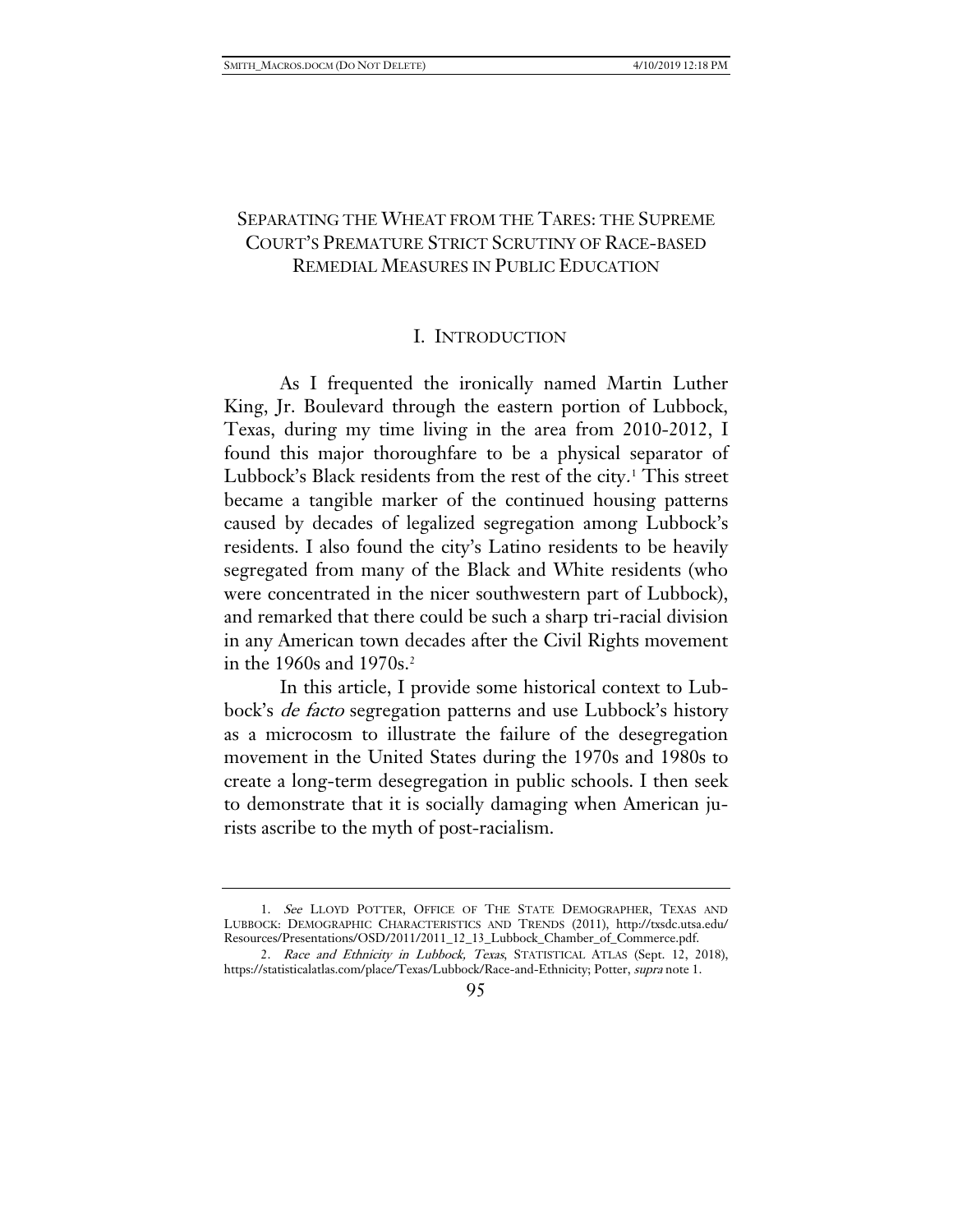# SEPARATING THE WHEAT FROM THE TARES: THE SUPREME COURT'S PREMATURE STRICT SCRUTINY OF RACE-BASED REMEDIAL MEASURES IN PUBLIC EDUCATION

## I. INTRODUCTION

As I frequented the ironically named Martin Luther King, Jr. Boulevard through the eastern portion of Lubbock, Texas, during my time living in the area from 2010-2012, I found this major thoroughfare to be a physical separator of Lubbock's Black residents from the rest of the city.[1] This street became a tangible marker of the continued housing patterns caused by decades of legalized segregation among Lubbock's residents. I also found the city's Latino residents to be heavily segregated from many of the Black and White residents (who were concentrated in the nicer southwestern part of Lubbock), and remarked that there could be such a sharp tri-racial division in any American town decades after the Civil Rights movement in the 1960s and 1970s.[2]

In this article, I provide some historical context to Lubbock's *de facto* segregation patterns and use Lubbock's history as a microcosm to illustrate the failure of the desegregation movement in the United States during the 1970s and 1980s to create a long-term desegregation in public schools. I then seek to demonstrate that it is socially damaging when American jurists ascribe to the myth of post-racialism.

---

1. *See* LLOYD POTTER, OFFICE OF THE STATE DEMOGRAPHER, TEXAS AND LUBBOCK: DEMOGRAPHIC CHARACTERISTICS AND TRENDS (2011), http://txsdc.utsa.edu/Resources/Presentations/OSD/2011/2011_12_13_Lubbock_Chamber_of_Commerce.pdf.

2. *Race and Ethnicity in Lubbock, Texas*, STATISTICAL ATLAS (Sept. 12, 2018), https://statisticalatlas.com/place/Texas/Lubbock/Race-and-Ethnicity; Potter, *supra* note 1.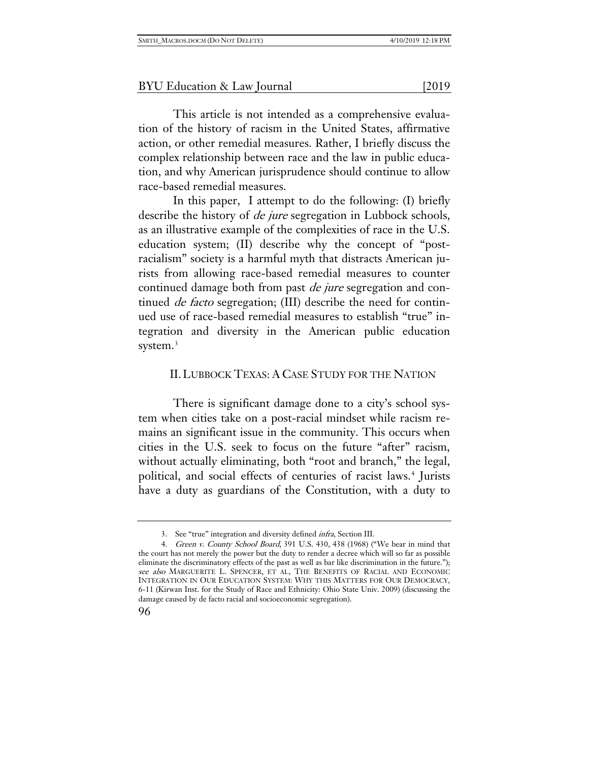This article is not intended as a comprehensive evaluation of the history of racism in the United States, affirmative action, or other remedial measures. Rather, I briefly discuss the complex relationship between race and the law in public education, and why American jurisprudence should continue to allow race-based remedial measures.

In this paper, I attempt to do the following: (I) briefly describe the history of *de jure* segregation in Lubbock schools, as an illustrative example of the complexities of race in the U.S. education system; (II) describe why the concept of "post-racialism" society is a harmful myth that distracts American jurists from allowing race-based remedial measures to counter continued damage both from past *de jure* segregation and continued *de facto* segregation; (III) describe the need for continued use of race-based remedial measures to establish "true" integration and diversity in the American public education system.[3]

## II. LUBBOCK TEXAS: A CASE STUDY FOR THE NATION

There is significant damage done to a city's school system when cities take on a post-racial mindset while racism remains an significant issue in the community. This occurs when cities in the U.S. seek to focus on the future "after" racism, without actually eliminating, both "root and branch," the legal, political, and social effects of centuries of racist laws.[4] Jurists have a duty as guardians of the Constitution, with a duty to

---

3. See "true" integration and diversity defined *infra*, Section III.

4. *Green v. County School Board*, 391 U.S. 430, 438 (1968) ("We bear in mind that the court has not merely the power but the duty to render a decree which will so far as possible eliminate the discriminatory effects of the past as well as bar like discrimination in the future."); *see also* MARGUERITE L. SPENCER, ET AL, THE BENEFITS OF RACIAL AND ECONOMIC INTEGRATION IN OUR EDUCATION SYSTEM: WHY THIS MATTERS FOR OUR DEMOCRACY, 6-11 (Kirwan Inst. for the Study of Race and Ethnicity: Ohio State Univ. 2009) (discussing the damage caused by de facto racial and socioeconomic segregation).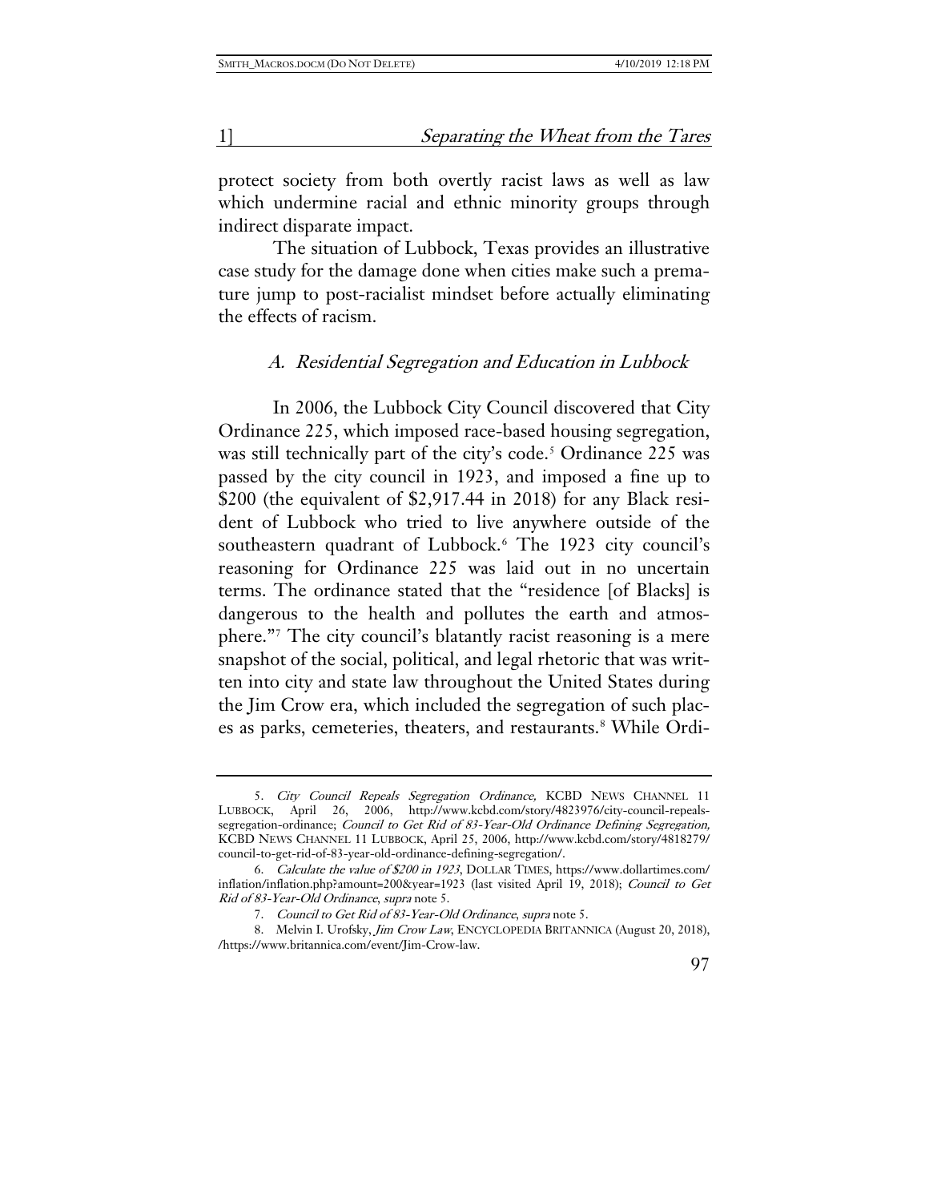protect society from both overtly racist laws as well as law which undermine racial and ethnic minority groups through indirect disparate impact.

The situation of Lubbock, Texas provides an illustrative case study for the damage done when cities make such a premature jump to post-racialist mindset before actually eliminating the effects of racism.

### *A. Residential Segregation and Education in Lubbock*

In 2006, the Lubbock City Council discovered that City Ordinance 225, which imposed race-based housing segregation, was still technically part of the city's code.[5] Ordinance 225 was passed by the city council in 1923, and imposed a fine up to \$200 (the equivalent of \$2,917.44 in 2018) for any Black resident of Lubbock who tried to live anywhere outside of the southeastern quadrant of Lubbock.[6] The 1923 city council's reasoning for Ordinance 225 was laid out in no uncertain terms. The ordinance stated that the "residence [of Blacks] is dangerous to the health and pollutes the earth and atmosphere."[7] The city council's blatantly racist reasoning is a mere snapshot of the social, political, and legal rhetoric that was written into city and state law throughout the United States during the Jim Crow era, which included the segregation of such places as parks, cemeteries, theaters, and restaurants.[8] While Ordi-

---

5. *City Council Repeals Segregation Ordinance,* KCBD NEWS CHANNEL 11 LUBBOCK, April 26, 2006, http://www.kcbd.com/story/4823976/city-council-repeals-segregation-ordinance; *Council to Get Rid of 83-Year-Old Ordinance Defining Segregation,* KCBD NEWS CHANNEL 11 LUBBOCK, April 25, 2006, http://www.kcbd.com/story/4818279/council-to-get-rid-of-83-year-old-ordinance-defining-segregation/.

6. *Calculate the value of \$200 in 1923*, DOLLAR TIMES, https://www.dollartimes.com/inflation/inflation.php?amount=200&year=1923 (last visited April 19, 2018); *Council to Get Rid of 83-Year-Old Ordinance*, *supra* note 5.

7. *Council to Get Rid of 83-Year-Old Ordinance*, *supra* note 5.

8. Melvin I. Urofsky, *Jim Crow Law*, ENCYCLOPEDIA BRITANNICA (August 20, 2018), /https://www.britannica.com/event/Jim-Crow-law.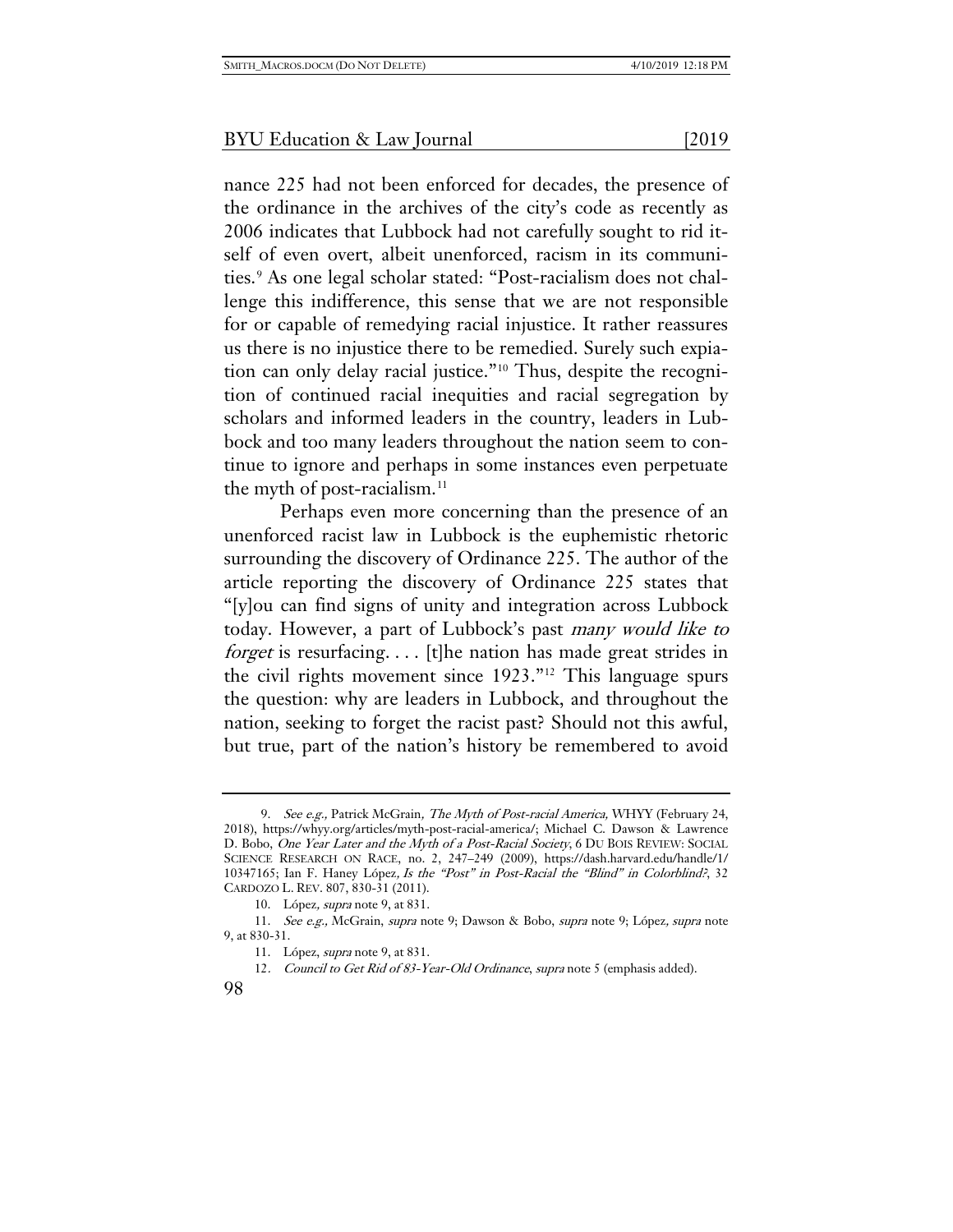nance 225 had not been enforced for decades, the presence of the ordinance in the archives of the city's code as recently as 2006 indicates that Lubbock had not carefully sought to rid itself of even overt, albeit unenforced, racism in its communities.[9] As one legal scholar stated: "Post-racialism does not challenge this indifference, this sense that we are not responsible for or capable of remedying racial injustice. It rather reassures us there is no injustice there to be remedied. Surely such expiation can only delay racial justice."[10] Thus, despite the recognition of continued racial inequities and racial segregation by scholars and informed leaders in the country, leaders in Lubbock and too many leaders throughout the nation seem to continue to ignore and perhaps in some instances even perpetuate the myth of post-racialism.[11]

Perhaps even more concerning than the presence of an unenforced racist law in Lubbock is the euphemistic rhetoric surrounding the discovery of Ordinance 225. The author of the article reporting the discovery of Ordinance 225 states that "[y]ou can find signs of unity and integration across Lubbock today. However, a part of Lubbock's past *many would like to forget* is resurfacing. . . . [t]he nation has made great strides in the civil rights movement since 1923."[12] This language spurs the question: why are leaders in Lubbock, and throughout the nation, seeking to forget the racist past? Should not this awful, but true, part of the nation's history be remembered to avoid

---

9. *See e.g.,* Patrick McGrain*, The Myth of Post-racial America,* WHYY (February 24, 2018), https://whyy.org/articles/myth-post-racial-america/; Michael C. Dawson & Lawrence D. Bobo, *One Year Later and the Myth of a Post-Racial Society*, 6 DU BOIS REVIEW: SOCIAL SCIENCE RESEARCH ON RACE, no. 2, 247–249 (2009), https://dash.harvard.edu/handle/1/10347165; Ian F. Haney López*, Is the "Post" in Post-Racial the "Blind" in Colorblind?*, 32 CARDOZO L. REV. 807, 830-31 (2011).

10. López*, supra* note 9, at 831.

11. *See e.g.,* McGrain, *supra* note 9; Dawson & Bobo, *supra* note 9; López*, supra* note 9, at 830-31.

11. López, *supra* note 9, at 831.

12. *Council to Get Rid of 83-Year-Old Ordinance*, *supra* note 5 (emphasis added).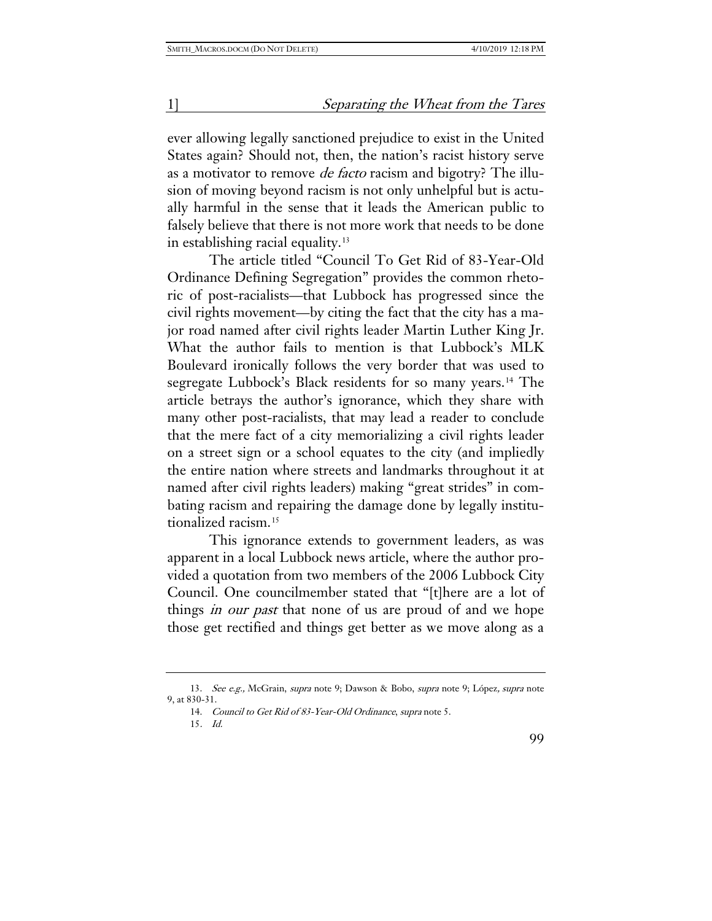ever allowing legally sanctioned prejudice to exist in the United States again? Should not, then, the nation's racist history serve as a motivator to remove *de facto* racism and bigotry? The illusion of moving beyond racism is not only unhelpful but is actually harmful in the sense that it leads the American public to falsely believe that there is not more work that needs to be done in establishing racial equality.[13]

The article titled "Council To Get Rid of 83-Year-Old Ordinance Defining Segregation" provides the common rhetoric of post-racialists—that Lubbock has progressed since the civil rights movement—by citing the fact that the city has a major road named after civil rights leader Martin Luther King Jr. What the author fails to mention is that Lubbock's MLK Boulevard ironically follows the very border that was used to segregate Lubbock's Black residents for so many years.[14] The article betrays the author's ignorance, which they share with many other post-racialists, that may lead a reader to conclude that the mere fact of a city memorializing a civil rights leader on a street sign or a school equates to the city (and impliedly the entire nation where streets and landmarks throughout it at named after civil rights leaders) making "great strides" in combating racism and repairing the damage done by legally institutionalized racism.[15]

This ignorance extends to government leaders, as was apparent in a local Lubbock news article, where the author provided a quotation from two members of the 2006 Lubbock City Council. One councilmember stated that "[t]here are a lot of things *in our past* that none of us are proud of and we hope those get rectified and things get better as we move along as a

---

13. *See e.g.,* McGrain, *supra* note 9; Dawson & Bobo, *supra* note 9; López, *supra* note 9, at 830-31.

14. *Council to Get Rid of 83-Year-Old Ordinance*, *supra* note 5.

15. *Id.*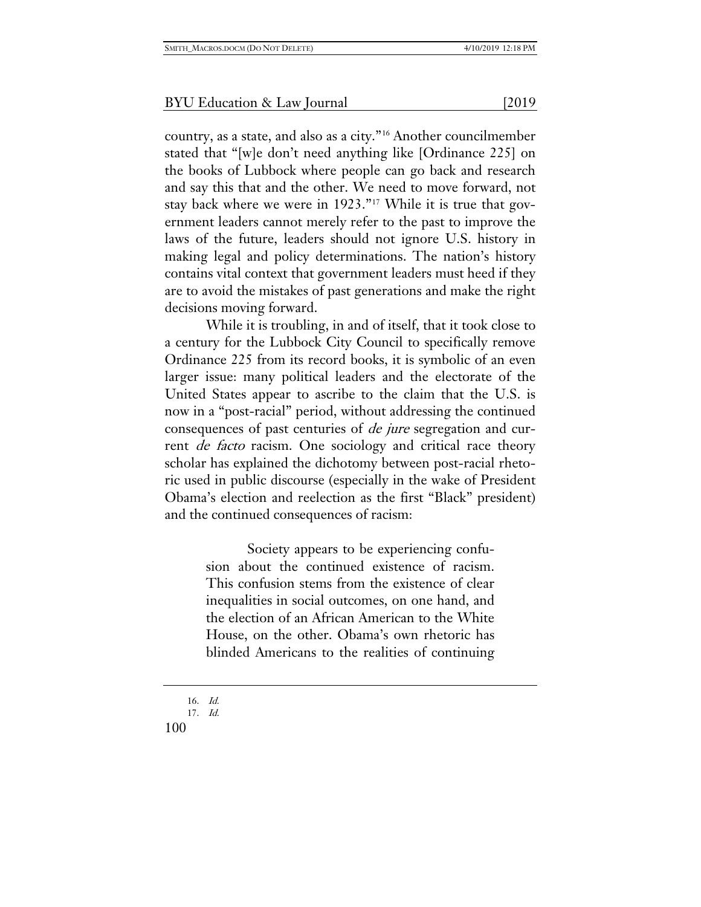country, as a state, and also as a city."[16] Another councilmember stated that "[w]e don't need anything like [Ordinance 225] on the books of Lubbock where people can go back and research and say this that and the other. We need to move forward, not stay back where we were in 1923."[17] While it is true that government leaders cannot merely refer to the past to improve the laws of the future, leaders should not ignore U.S. history in making legal and policy determinations. The nation's history contains vital context that government leaders must heed if they are to avoid the mistakes of past generations and make the right decisions moving forward.

While it is troubling, in and of itself, that it took close to a century for the Lubbock City Council to specifically remove Ordinance 225 from its record books, it is symbolic of an even larger issue: many political leaders and the electorate of the United States appear to ascribe to the claim that the U.S. is now in a "post-racial" period, without addressing the continued consequences of past centuries of *de jure* segregation and current *de facto* racism. One sociology and critical race theory scholar has explained the dichotomy between post-racial rhetoric used in public discourse (especially in the wake of President Obama's election and reelection as the first "Black" president) and the continued consequences of racism:

> Society appears to be experiencing confusion about the continued existence of racism. This confusion stems from the existence of clear inequalities in social outcomes, on one hand, and the election of an African American to the White House, on the other. Obama's own rhetoric has blinded Americans to the realities of continuing

16. *Id.*
17. *Id.*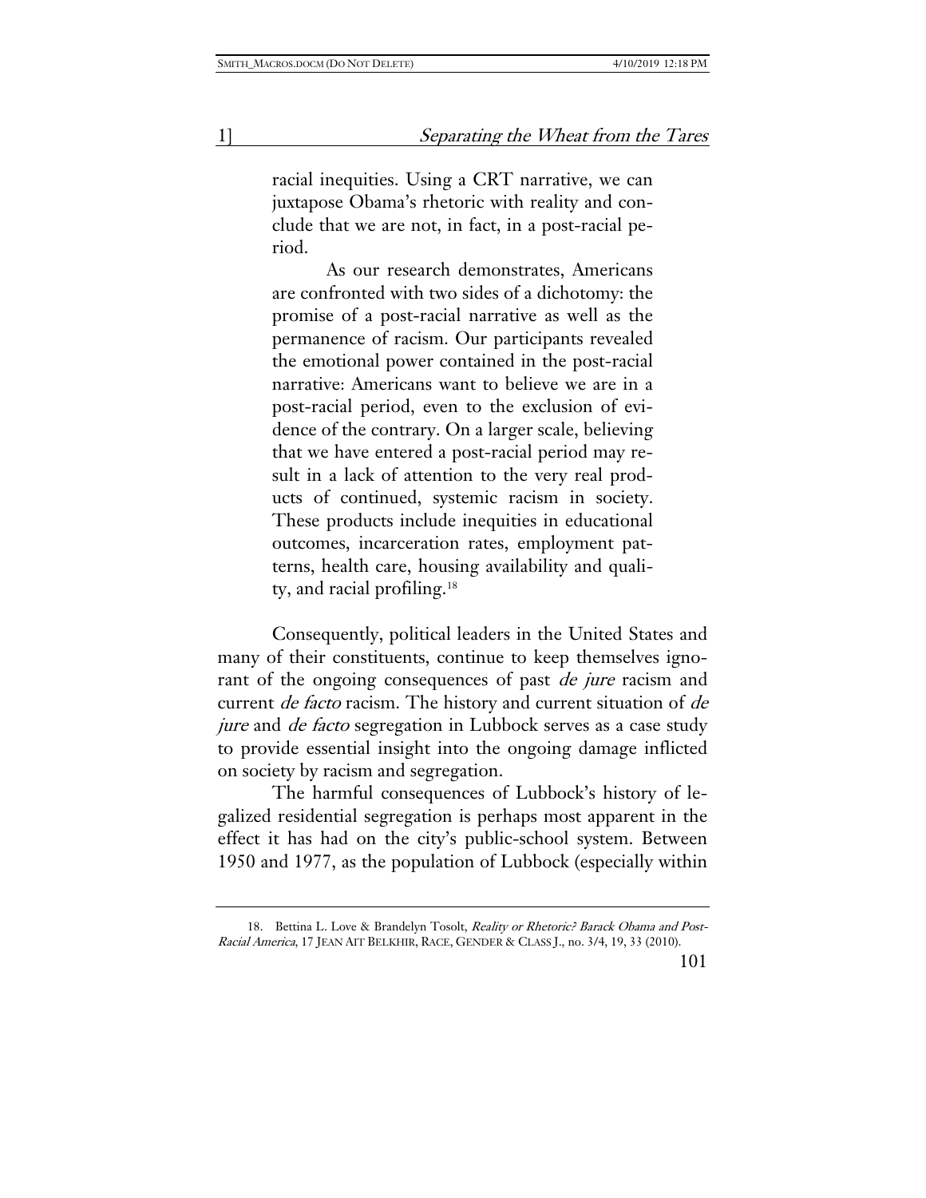> racial inequities. Using a CRT narrative, we can juxtapose Obama's rhetoric with reality and conclude that we are not, in fact, in a post-racial period.
>
> As our research demonstrates, Americans are confronted with two sides of a dichotomy: the promise of a post-racial narrative as well as the permanence of racism. Our participants revealed the emotional power contained in the post-racial narrative: Americans want to believe we are in a post-racial period, even to the exclusion of evidence of the contrary. On a larger scale, believing that we have entered a post-racial period may result in a lack of attention to the very real products of continued, systemic racism in society. These products include inequities in educational outcomes, incarceration rates, employment patterns, health care, housing availability and quality, and racial profiling.[18]

Consequently, political leaders in the United States and many of their constituents, continue to keep themselves ignorant of the ongoing consequences of past *de jure* racism and current *de facto* racism. The history and current situation of *de jure* and *de facto* segregation in Lubbock serves as a case study to provide essential insight into the ongoing damage inflicted on society by racism and segregation.

The harmful consequences of Lubbock's history of legalized residential segregation is perhaps most apparent in the effect it has had on the city's public-school system. Between 1950 and 1977, as the population of Lubbock (especially within

---

18. Bettina L. Love & Brandelyn Tosolt, *Reality or Rhetoric? Barack Obama and Post-Racial America*, 17 JEAN AIT BELKHIR, RACE, GENDER & CLASS J., no. 3/4, 19, 33 (2010).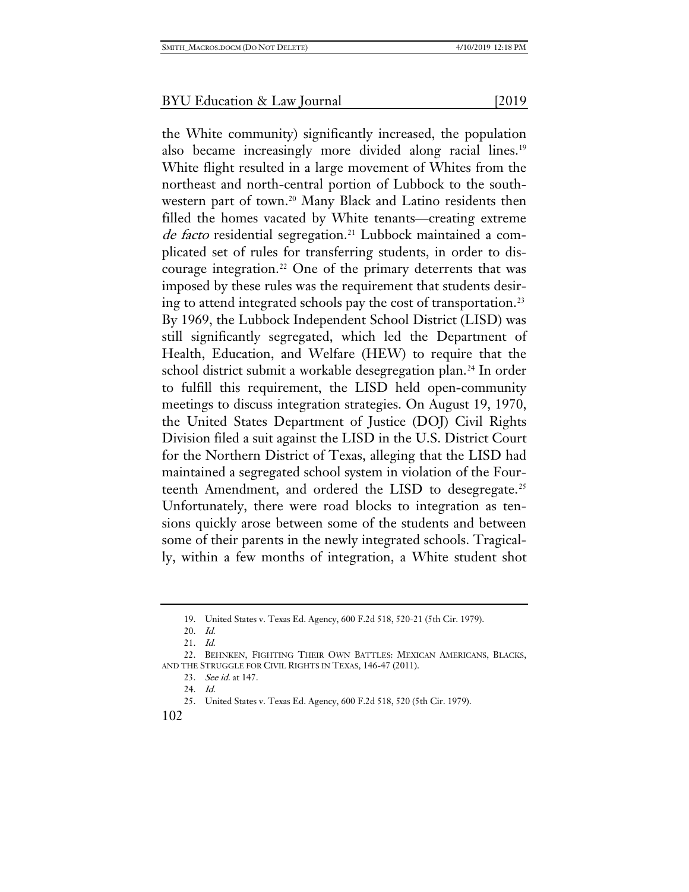the White community) significantly increased, the population also became increasingly more divided along racial lines.[19] White flight resulted in a large movement of Whites from the northeast and north-central portion of Lubbock to the southwestern part of town.[20] Many Black and Latino residents then filled the homes vacated by White tenants—creating extreme *de facto* residential segregation.[21] Lubbock maintained a complicated set of rules for transferring students, in order to discourage integration.[22] One of the primary deterrents that was imposed by these rules was the requirement that students desiring to attend integrated schools pay the cost of transportation.[23] By 1969, the Lubbock Independent School District (LISD) was still significantly segregated, which led the Department of Health, Education, and Welfare (HEW) to require that the school district submit a workable desegregation plan.[24] In order to fulfill this requirement, the LISD held open-community meetings to discuss integration strategies. On August 19, 1970, the United States Department of Justice (DOJ) Civil Rights Division filed a suit against the LISD in the U.S. District Court for the Northern District of Texas, alleging that the LISD had maintained a segregated school system in violation of the Fourteenth Amendment, and ordered the LISD to desegregate.[25] Unfortunately, there were road blocks to integration as tensions quickly arose between some of the students and between some of their parents in the newly integrated schools. Tragically, within a few months of integration, a White student shot

---

19. United States v. Texas Ed. Agency, 600 F.2d 518, 520-21 (5th Cir. 1979).

20. *Id.*

21. *Id.*

22. BEHNKEN, FIGHTING THEIR OWN BATTLES: MEXICAN AMERICANS, BLACKS, AND THE STRUGGLE FOR CIVIL RIGHTS IN TEXAS, 146-47 (2011).

23. *See id.* at 147.

24. *Id.*

25. United States v. Texas Ed. Agency, 600 F.2d 518, 520 (5th Cir. 1979).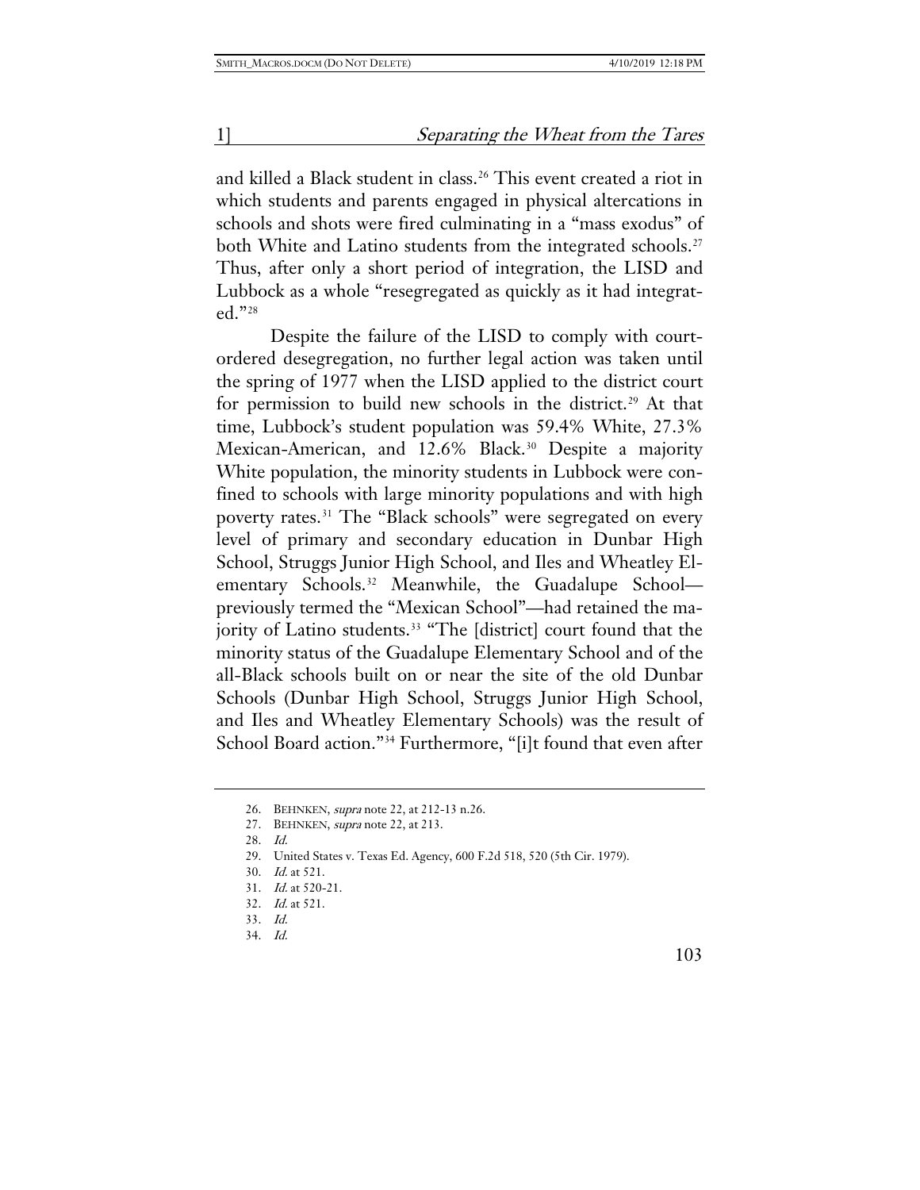and killed a Black student in class.[26] This event created a riot in which students and parents engaged in physical altercations in schools and shots were fired culminating in a "mass exodus" of both White and Latino students from the integrated schools.[27] Thus, after only a short period of integration, the LISD and Lubbock as a whole "resegregated as quickly as it had integrated."[28]

Despite the failure of the LISD to comply with court-ordered desegregation, no further legal action was taken until the spring of 1977 when the LISD applied to the district court for permission to build new schools in the district.[29] At that time, Lubbock's student population was 59.4% White, 27.3% Mexican-American, and 12.6% Black.[30] Despite a majority White population, the minority students in Lubbock were confined to schools with large minority populations and with high poverty rates.[31] The "Black schools" were segregated on every level of primary and secondary education in Dunbar High School, Struggs Junior High School, and Iles and Wheatley Elementary Schools.[32] Meanwhile, the Guadalupe School—previously termed the "Mexican School"—had retained the majority of Latino students.[33] "The [district] court found that the minority status of the Guadalupe Elementary School and of the all-Black schools built on or near the site of the old Dunbar Schools (Dunbar High School, Struggs Junior High School, and Iles and Wheatley Elementary Schools) was the result of School Board action."[34] Furthermore, "[i]t found that even after

26. BEHNKEN, *supra* note 22, at 212-13 n.26.

27. BEHNKEN, *supra* note 22, at 213.

28. *Id.*

29. United States v. Texas Ed. Agency, 600 F.2d 518, 520 (5th Cir. 1979).

30. *Id.* at 521.

31. *Id.* at 520-21.

32. *Id.* at 521.

33. *Id.*

34. *Id.*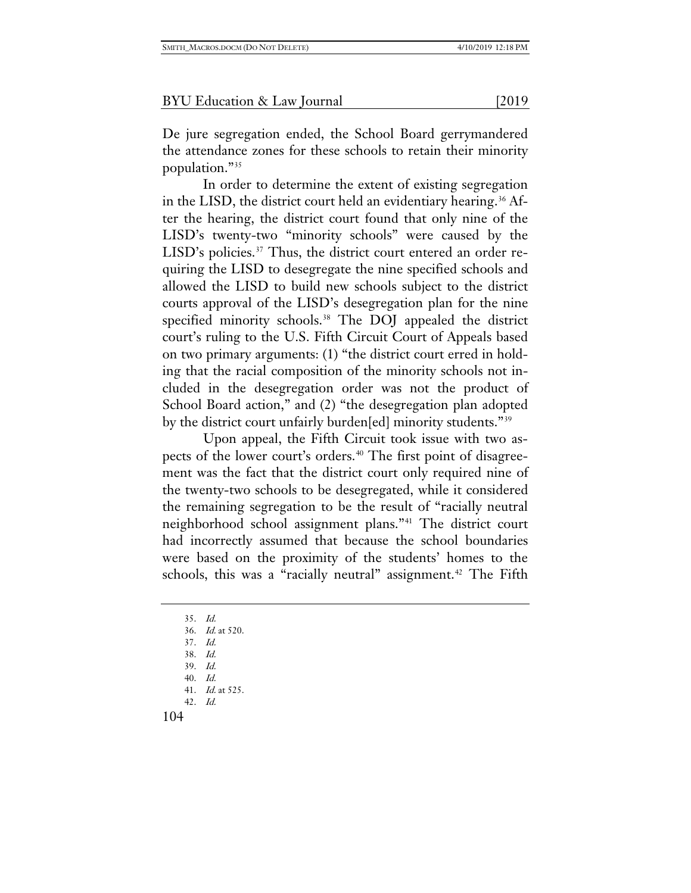De jure segregation ended, the School Board gerrymandered the attendance zones for these schools to retain their minority population."[35]

In order to determine the extent of existing segregation in the LISD, the district court held an evidentiary hearing.[36] After the hearing, the district court found that only nine of the LISD's twenty-two "minority schools" were caused by the LISD's policies.[37] Thus, the district court entered an order requiring the LISD to desegregate the nine specified schools and allowed the LISD to build new schools subject to the district courts approval of the LISD's desegregation plan for the nine specified minority schools.[38] The DOJ appealed the district court's ruling to the U.S. Fifth Circuit Court of Appeals based on two primary arguments: (1) "the district court erred in holding that the racial composition of the minority schools not included in the desegregation order was not the product of School Board action," and (2) "the desegregation plan adopted by the district court unfairly burden[ed] minority students."[39]

Upon appeal, the Fifth Circuit took issue with two aspects of the lower court's orders.[40] The first point of disagreement was the fact that the district court only required nine of the twenty-two schools to be desegregated, while it considered the remaining segregation to be the result of "racially neutral neighborhood school assignment plans."[41] The district court had incorrectly assumed that because the school boundaries were based on the proximity of the students' homes to the schools, this was a "racially neutral" assignment.[42] The Fifth

---

35. *Id.*
36. *Id.* at 520.
37. *Id.*
38. *Id.*
39. *Id.*
40. *Id.*
41. *Id.* at 525.
42. *Id.*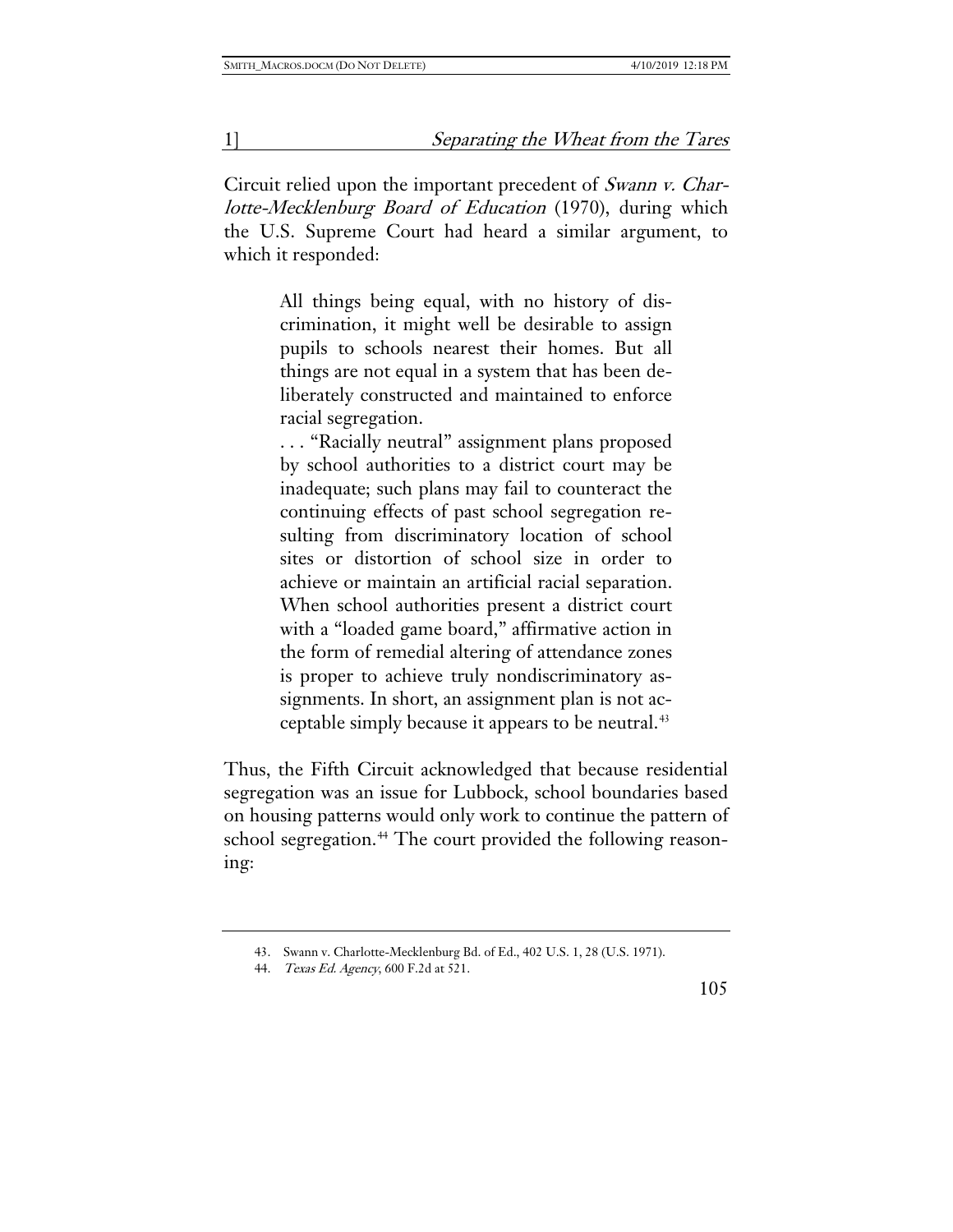Circuit relied upon the important precedent of *Swann v. Charlotte-Mecklenburg Board of Education* (1970), during which the U.S. Supreme Court had heard a similar argument, to which it responded:

> All things being equal, with no history of discrimination, it might well be desirable to assign pupils to schools nearest their homes. But all things are not equal in a system that has been deliberately constructed and maintained to enforce racial segregation.
>
> . . . "Racially neutral" assignment plans proposed by school authorities to a district court may be inadequate; such plans may fail to counteract the continuing effects of past school segregation resulting from discriminatory location of school sites or distortion of school size in order to achieve or maintain an artificial racial separation. When school authorities present a district court with a "loaded game board," affirmative action in the form of remedial altering of attendance zones is proper to achieve truly nondiscriminatory assignments. In short, an assignment plan is not acceptable simply because it appears to be neutral.[43]

Thus, the Fifth Circuit acknowledged that because residential segregation was an issue for Lubbock, school boundaries based on housing patterns would only work to continue the pattern of school segregation.[44] The court provided the following reasoning:

---

43. Swann v. Charlotte-Mecklenburg Bd. of Ed., 402 U.S. 1, 28 (U.S. 1971).

44. *Texas Ed. Agency*, 600 F.2d at 521.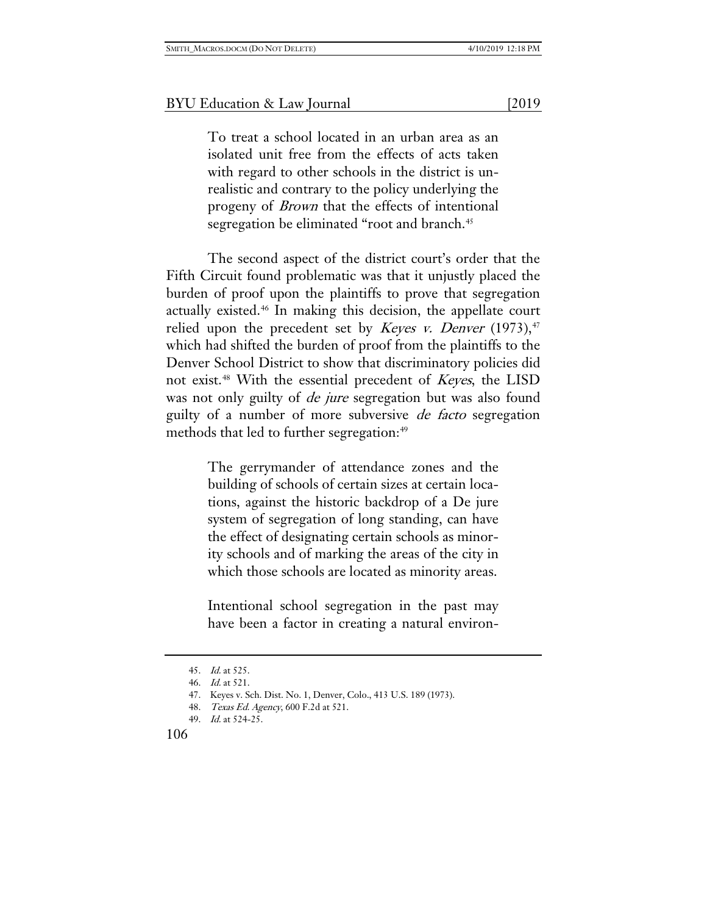> To treat a school located in an urban area as an isolated unit free from the effects of acts taken with regard to other schools in the district is unrealistic and contrary to the policy underlying the progeny of *Brown* that the effects of intentional segregation be eliminated "root and branch.[45]

The second aspect of the district court's order that the Fifth Circuit found problematic was that it unjustly placed the burden of proof upon the plaintiffs to prove that segregation actually existed.[46] In making this decision, the appellate court relied upon the precedent set by *Keyes v. Denver* (1973),[47] which had shifted the burden of proof from the plaintiffs to the Denver School District to show that discriminatory policies did not exist.[48] With the essential precedent of *Keyes*, the LISD was not only guilty of *de jure* segregation but was also found guilty of a number of more subversive *de facto* segregation methods that led to further segregation:[49]

> The gerrymander of attendance zones and the building of schools of certain sizes at certain locations, against the historic backdrop of a De jure system of segregation of long standing, can have the effect of designating certain schools as minority schools and of marking the areas of the city in which those schools are located as minority areas.
>
> Intentional school segregation in the past may have been a factor in creating a natural environ-

---

45. *Id.* at 525.
46. *Id.* at 521.
47. Keyes v. Sch. Dist. No. 1, Denver, Colo., 413 U.S. 189 (1973).
48. *Texas Ed. Agency*, 600 F.2d at 521.
49. *Id.* at 524-25.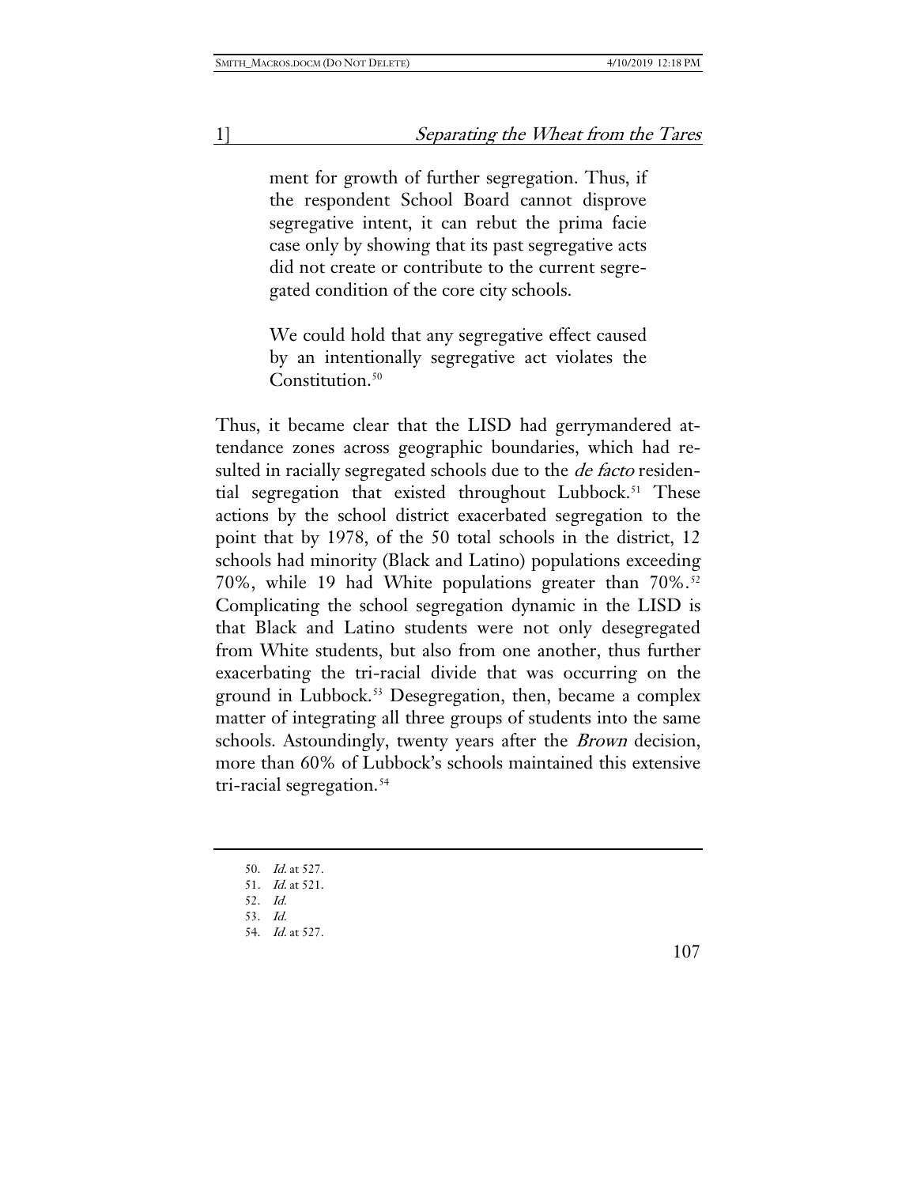> ment for growth of further segregation. Thus, if the respondent School Board cannot disprove segregative intent, it can rebut the prima facie case only by showing that its past segregative acts did not create or contribute to the current segregated condition of the core city schools.
>
> We could hold that any segregative effect caused by an intentionally segregative act violates the Constitution.[50]

Thus, it became clear that the LISD had gerrymandered attendance zones across geographic boundaries, which had resulted in racially segregated schools due to the *de facto* residential segregation that existed throughout Lubbock.[51] These actions by the school district exacerbated segregation to the point that by 1978, of the 50 total schools in the district, 12 schools had minority (Black and Latino) populations exceeding 70%, while 19 had White populations greater than 70%.[52] Complicating the school segregation dynamic in the LISD is that Black and Latino students were not only desegregated from White students, but also from one another, thus further exacerbating the tri-racial divide that was occurring on the ground in Lubbock.[53] Desegregation, then, became a complex matter of integrating all three groups of students into the same schools. Astoundingly, twenty years after the *Brown* decision, more than 60% of Lubbock's schools maintained this extensive tri-racial segregation.[54]

---

50. *Id.* at 527.
51. *Id.* at 521.
52. *Id.*
53. *Id.*
54. *Id.* at 527.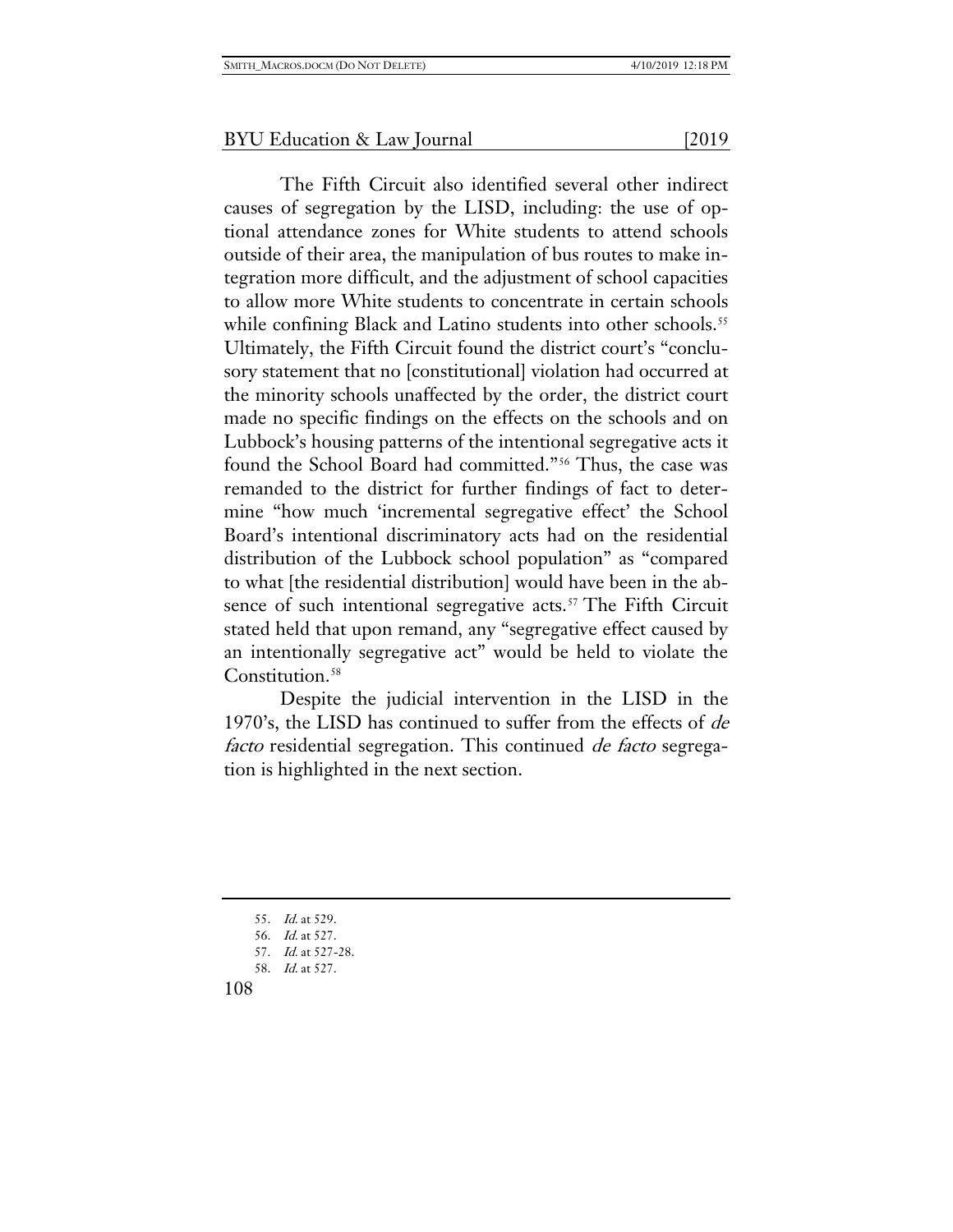The Fifth Circuit also identified several other indirect causes of segregation by the LISD, including: the use of optional attendance zones for White students to attend schools outside of their area, the manipulation of bus routes to make integration more difficult, and the adjustment of school capacities to allow more White students to concentrate in certain schools while confining Black and Latino students into other schools.[55] Ultimately, the Fifth Circuit found the district court's "conclusory statement that no [constitutional] violation had occurred at the minority schools unaffected by the order, the district court made no specific findings on the effects on the schools and on Lubbock's housing patterns of the intentional segregative acts it found the School Board had committed."[56] Thus, the case was remanded to the district for further findings of fact to determine "how much 'incremental segregative effect' the School Board's intentional discriminatory acts had on the residential distribution of the Lubbock school population" as "compared to what [the residential distribution] would have been in the absence of such intentional segregative acts.[57] The Fifth Circuit stated held that upon remand, any "segregative effect caused by an intentionally segregative act" would be held to violate the Constitution.[58]

Despite the judicial intervention in the LISD in the 1970's, the LISD has continued to suffer from the effects of *de facto* residential segregation. This continued *de facto* segregation is highlighted in the next section.

---

55. *Id.* at 529.
56. *Id.* at 527.
57. *Id.* at 527-28.
58. *Id.* at 527.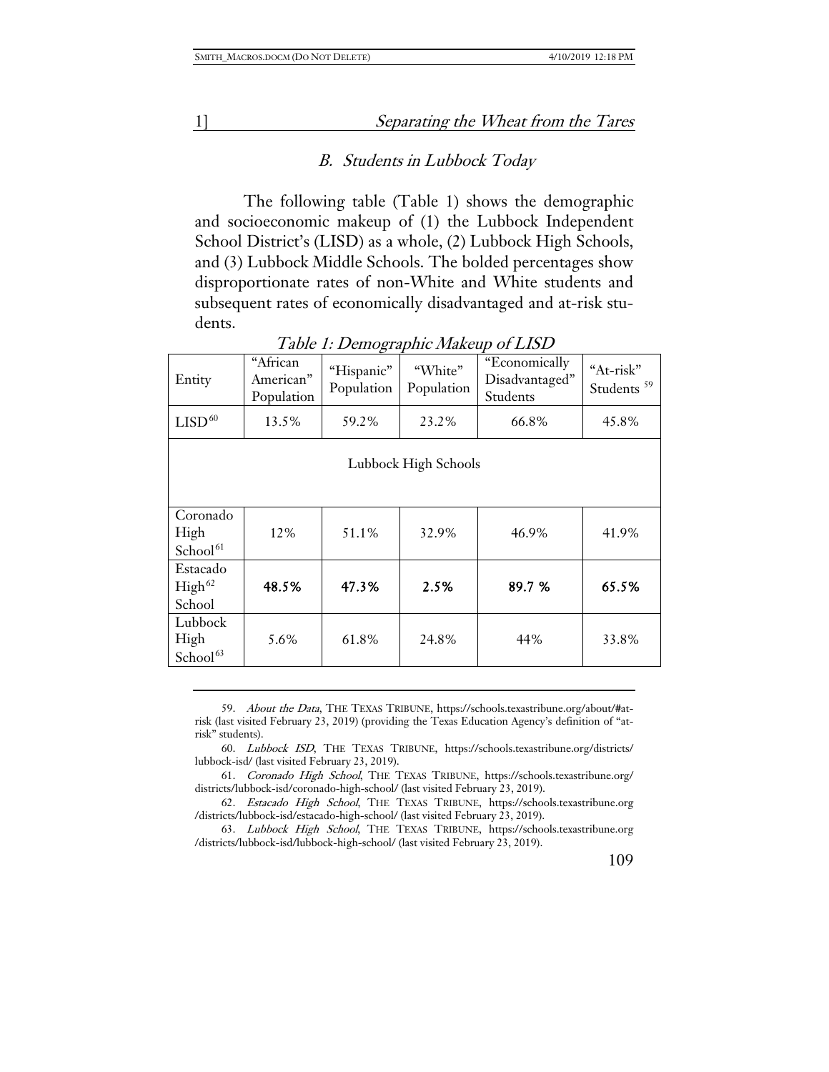### *B. Students in Lubbock Today*

The following table (Table 1) shows the demographic and socioeconomic makeup of (1) the Lubbock Independent School District's (LISD) as a whole, (2) Lubbock High Schools, and (3) Lubbock Middle Schools. The bolded percentages show disproportionate rates of non-White and White students and subsequent rates of economically disadvantaged and at-risk students.

*Table 1: Demographic Makeup of LISD*

| Entity | "African American" Population | "Hispanic" Population | "White" Population | "Economically Disadvantaged" Students | "At-risk" Students [59] |
|---|---|---|---|---|---|
| LISD[60] | 13.5% | 59.2% | 23.2% | 66.8% | 45.8% |
| Lubbock High Schools | | | | | |
| Coronado High School[61] | 12% | 51.1% | 32.9% | 46.9% | 41.9% |
| Estacado High[62] School | **48.5%** | **47.3%** | **2.5%** | **89.7 %** | **65.5%** |
| Lubbock High School[63] | 5.6% | 61.8% | 24.8% | 44% | 33.8% |

---

59. *About the Data*, THE TEXAS TRIBUNE, https://schools.texastribune.org/about/#at-risk (last visited February 23, 2019) (providing the Texas Education Agency's definition of "at-risk" students).

60. *Lubbock ISD*, THE TEXAS TRIBUNE, https://schools.texastribune.org/districts/lubbock-isd/ (last visited February 23, 2019).

61. *Coronado High School*, THE TEXAS TRIBUNE, https://schools.texastribune.org/districts/lubbock-isd/coronado-high-school/ (last visited February 23, 2019).

62. *Estacado High School*, THE TEXAS TRIBUNE, https://schools.texastribune.org/districts/lubbock-isd/estacado-high-school/ (last visited February 23, 2019).

63. *Lubbock High School*, THE TEXAS TRIBUNE, https://schools.texastribune.org/districts/lubbock-isd/lubbock-high-school/ (last visited February 23, 2019).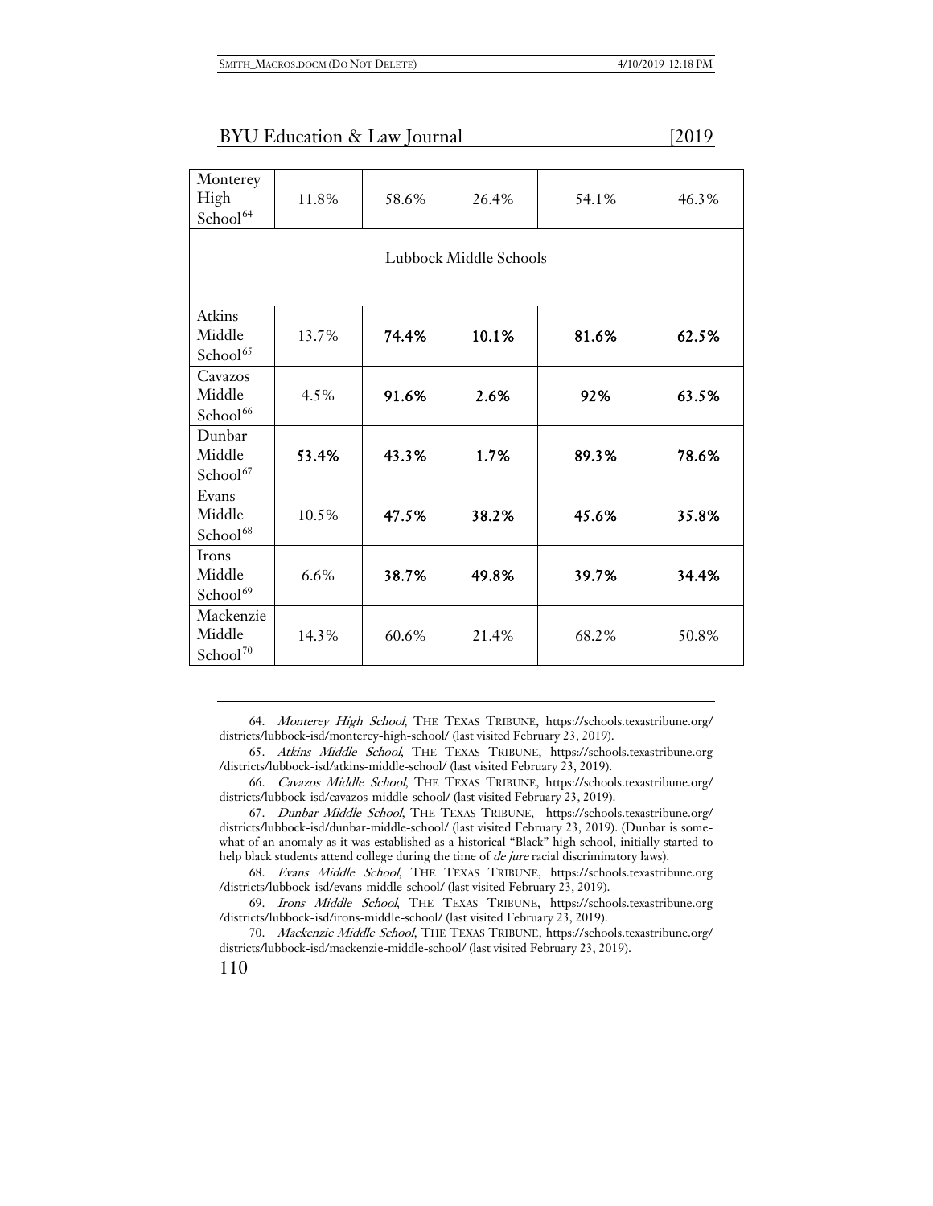| | | | | | |
|---|---|---|---|---|---|
| Monterey High School[64] | 11.8% | 58.6% | 26.4% | 54.1% | 46.3% |
| Lubbock Middle Schools | | | | | |
| Atkins Middle School[65] | 13.7% | **74.4%** | **10.1%** | **81.6%** | **62.5%** |
| Cavazos Middle School[66] | 4.5% | **91.6%** | **2.6%** | **92%** | **63.5%** |
| Dunbar Middle School[67] | **53.4%** | **43.3%** | **1.7%** | **89.3%** | **78.6%** |
| Evans Middle School[68] | 10.5% | **47.5%** | **38.2%** | **45.6%** | **35.8%** |
| Irons Middle School[69] | 6.6% | **38.7%** | **49.8%** | **39.7%** | **34.4%** |
| Mackenzie Middle School[70] | 14.3% | 60.6% | 21.4% | 68.2% | 50.8% |

64. *Monterey High School*, THE TEXAS TRIBUNE, https://schools.texastribune.org/districts/lubbock-isd/monterey-high-school/ (last visited February 23, 2019).

65. *Atkins Middle School*, THE TEXAS TRIBUNE, https://schools.texastribune.org/districts/lubbock-isd/atkins-middle-school/ (last visited February 23, 2019).

66. *Cavazos Middle School*, THE TEXAS TRIBUNE, https://schools.texastribune.org/districts/lubbock-isd/cavazos-middle-school/ (last visited February 23, 2019).

67. *Dunbar Middle School*, THE TEXAS TRIBUNE, https://schools.texastribune.org/districts/lubbock-isd/dunbar-middle-school/ (last visited February 23, 2019). (Dunbar is somewhat of an anomaly as it was established as a historical "Black" high school, initially started to help black students attend college during the time of *de jure* racial discriminatory laws).

68. *Evans Middle School*, THE TEXAS TRIBUNE, https://schools.texastribune.org/districts/lubbock-isd/evans-middle-school/ (last visited February 23, 2019).

69. *Irons Middle School*, THE TEXAS TRIBUNE, https://schools.texastribune.org/districts/lubbock-isd/irons-middle-school/ (last visited February 23, 2019).

70. *Mackenzie Middle School*, THE TEXAS TRIBUNE, https://schools.texastribune.org/districts/lubbock-isd/mackenzie-middle-school/ (last visited February 23, 2019).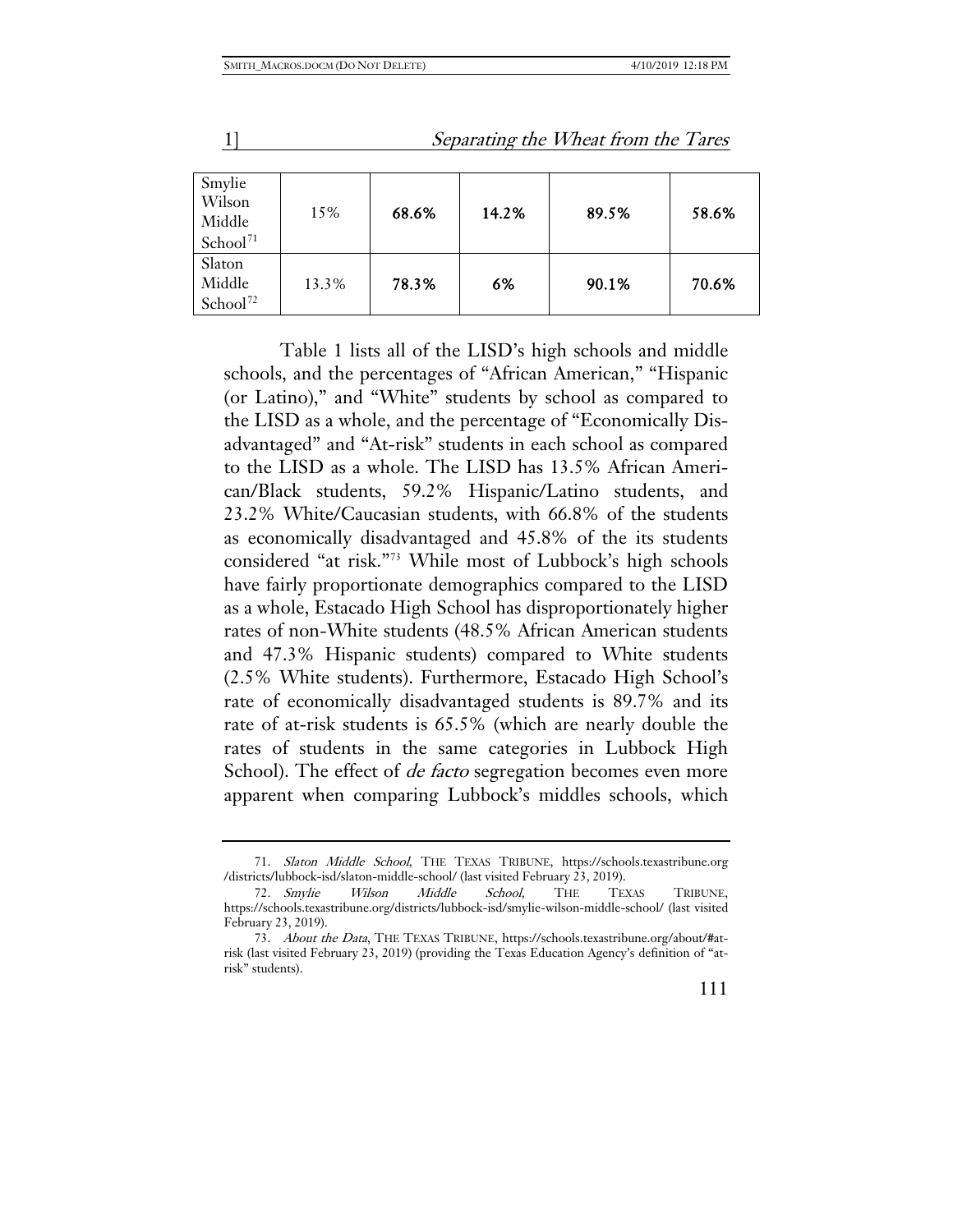| Smylie Wilson Middle School[71] | 15% | 68.6% | 14.2% | 89.5% | 58.6% |
|---|---|---|---|---|---|
| Slaton Middle School[72] | 13.3% | 78.3% | 6% | 90.1% | 70.6% |

Table 1 lists all of the LISD's high schools and middle schools, and the percentages of "African American," "Hispanic (or Latino)," and "White" students by school as compared to the LISD as a whole, and the percentage of "Economically Disadvantaged" and "At-risk" students in each school as compared to the LISD as a whole. The LISD has 13.5% African American/Black students, 59.2% Hispanic/Latino students, and 23.2% White/Caucasian students, with 66.8% of the students as economically disadvantaged and 45.8% of the its students considered "at risk."[73] While most of Lubbock's high schools have fairly proportionate demographics compared to the LISD as a whole, Estacado High School has disproportionately higher rates of non-White students (48.5% African American students and 47.3% Hispanic students) compared to White students (2.5% White students). Furthermore, Estacado High School's rate of economically disadvantaged students is 89.7% and its rate of at-risk students is 65.5% (which are nearly double the rates of students in the same categories in Lubbock High School). The effect of *de facto* segregation becomes even more apparent when comparing Lubbock's middles schools, which

71. *Slaton Middle School*, THE TEXAS TRIBUNE, https://schools.texastribune.org/districts/lubbock-isd/slaton-middle-school/ (last visited February 23, 2019).

72. *Smylie Wilson Middle School*, THE TEXAS TRIBUNE, https://schools.texastribune.org/districts/lubbock-isd/smylie-wilson-middle-school/ (last visited February 23, 2019).

73. *About the Data*, THE TEXAS TRIBUNE, https://schools.texastribune.org/about/#at-risk (last visited February 23, 2019) (providing the Texas Education Agency's definition of "at-risk" students).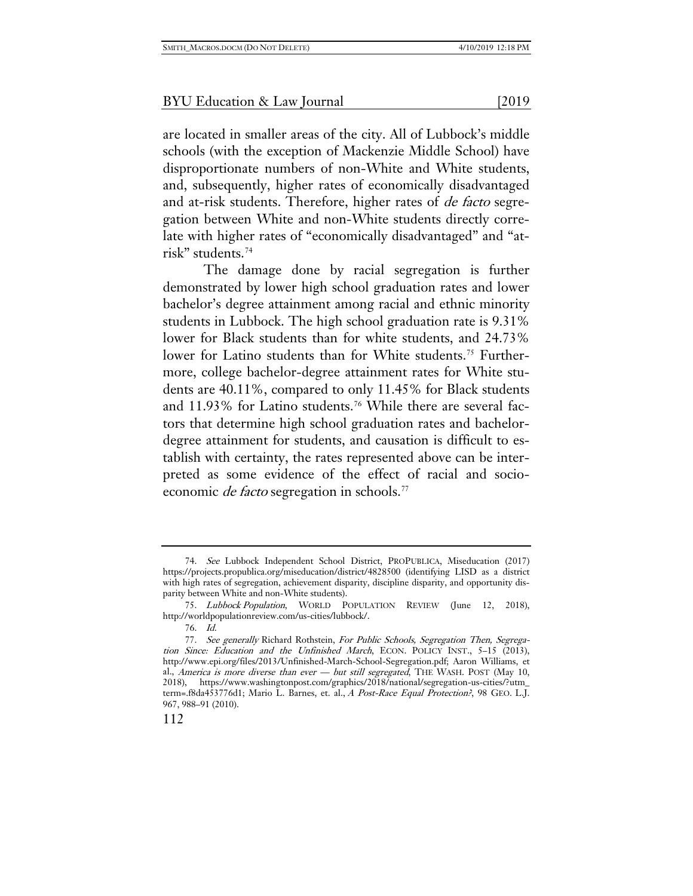are located in smaller areas of the city. All of Lubbock's middle schools (with the exception of Mackenzie Middle School) have disproportionate numbers of non-White and White students, and, subsequently, higher rates of economically disadvantaged and at-risk students. Therefore, higher rates of *de facto* segregation between White and non-White students directly correlate with higher rates of "economically disadvantaged" and "at-risk" students.[74]

The damage done by racial segregation is further demonstrated by lower high school graduation rates and lower bachelor's degree attainment among racial and ethnic minority students in Lubbock. The high school graduation rate is 9.31% lower for Black students than for white students, and 24.73% lower for Latino students than for White students.[75] Furthermore, college bachelor-degree attainment rates for White students are 40.11%, compared to only 11.45% for Black students and 11.93% for Latino students.[76] While there are several factors that determine high school graduation rates and bachelor-degree attainment for students, and causation is difficult to establish with certainty, the rates represented above can be interpreted as some evidence of the effect of racial and socio-economic *de facto* segregation in schools.[77]

---

74. *See* Lubbock Independent School District, PROPUBLICA, Miseducation (2017) https://projects.propublica.org/miseducation/district/4828500 (identifying LISD as a district with high rates of segregation, achievement disparity, discipline disparity, and opportunity disparity between White and non-White students).

75. *Lubbock Population*, WORLD POPULATION REVIEW (June 12, 2018), http://worldpopulationreview.com/us-cities/lubbock/.

76. *Id.*

77. *See generally* Richard Rothstein, *For Public Schools, Segregation Then, Segregation Since: Education and the Unfinished March*, ECON. POLICY INST., 5–15 (2013), http://www.epi.org/files/2013/Unfinished-March-School-Segregation.pdf; Aaron Williams, et al., *America is more diverse than ever — but still segregated*, THE WASH. POST (May 10, 2018), https://www.washingtonpost.com/graphics/2018/national/segregation-us-cities/?utm_term=.f8da453776d1; Mario L. Barnes, et. al., *A Post-Race Equal Protection?*, 98 GEO. L.J. 967, 988–91 (2010).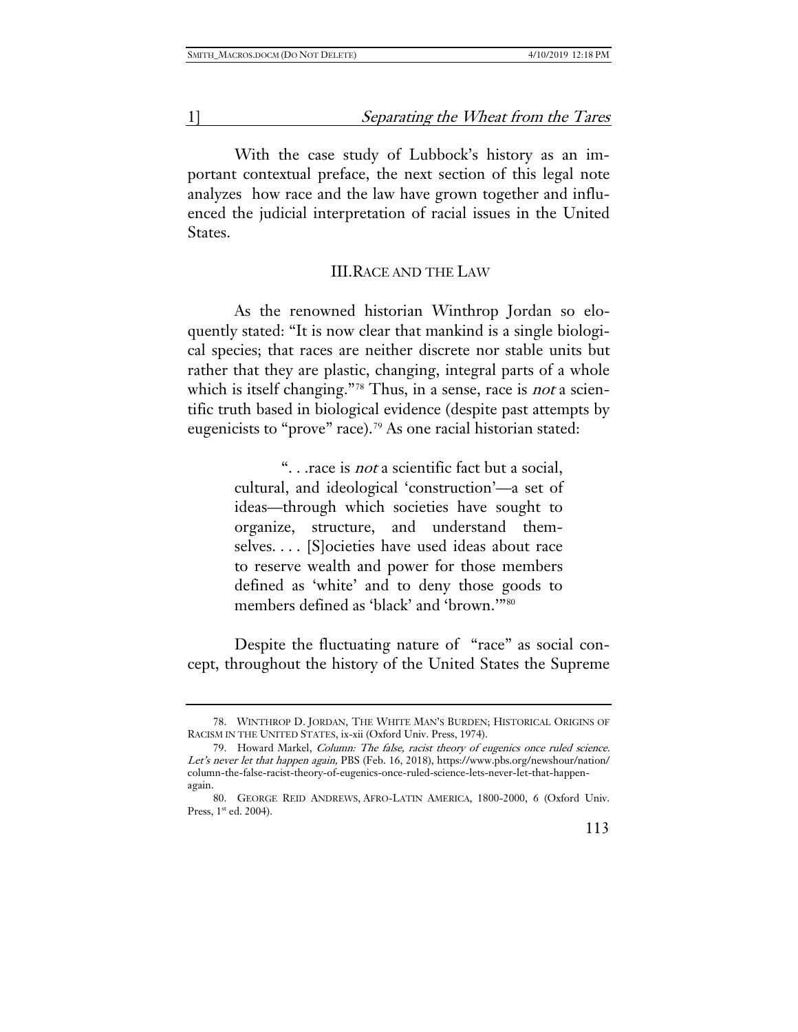With the case study of Lubbock's history as an important contextual preface, the next section of this legal note analyzes how race and the law have grown together and influenced the judicial interpretation of racial issues in the United States.

## III. RACE AND THE LAW

As the renowned historian Winthrop Jordan so eloquently stated: "It is now clear that mankind is a single biological species; that races are neither discrete nor stable units but rather that they are plastic, changing, integral parts of a whole which is itself changing."[78] Thus, in a sense, race is *not* a scientific truth based in biological evidence (despite past attempts by eugenicists to "prove" race).[79] As one racial historian stated:

> ". . .race is *not* a scientific fact but a social, cultural, and ideological 'construction'—a set of ideas—through which societies have sought to organize, structure, and understand themselves. . . . [S]ocieties have used ideas about race to reserve wealth and power for those members defined as 'white' and to deny those goods to members defined as 'black' and 'brown.'"[80]

Despite the fluctuating nature of "race" as social concept, throughout the history of the United States the Supreme

---

78. WINTHROP D. JORDAN, THE WHITE MAN'S BURDEN; HISTORICAL ORIGINS OF RACISM IN THE UNITED STATES, ix-xii (Oxford Univ. Press, 1974).

79. Howard Markel, *Column: The false, racist theory of eugenics once ruled science. Let's never let that happen again,* PBS (Feb. 16, 2018), https://www.pbs.org/newshour/nation/column-the-false-racist-theory-of-eugenics-once-ruled-science-lets-never-let-that-happen-again.

80. GEORGE REID ANDREWS, AFRO-LATIN AMERICA, 1800-2000, 6 (Oxford Univ. Press, 1st ed. 2004).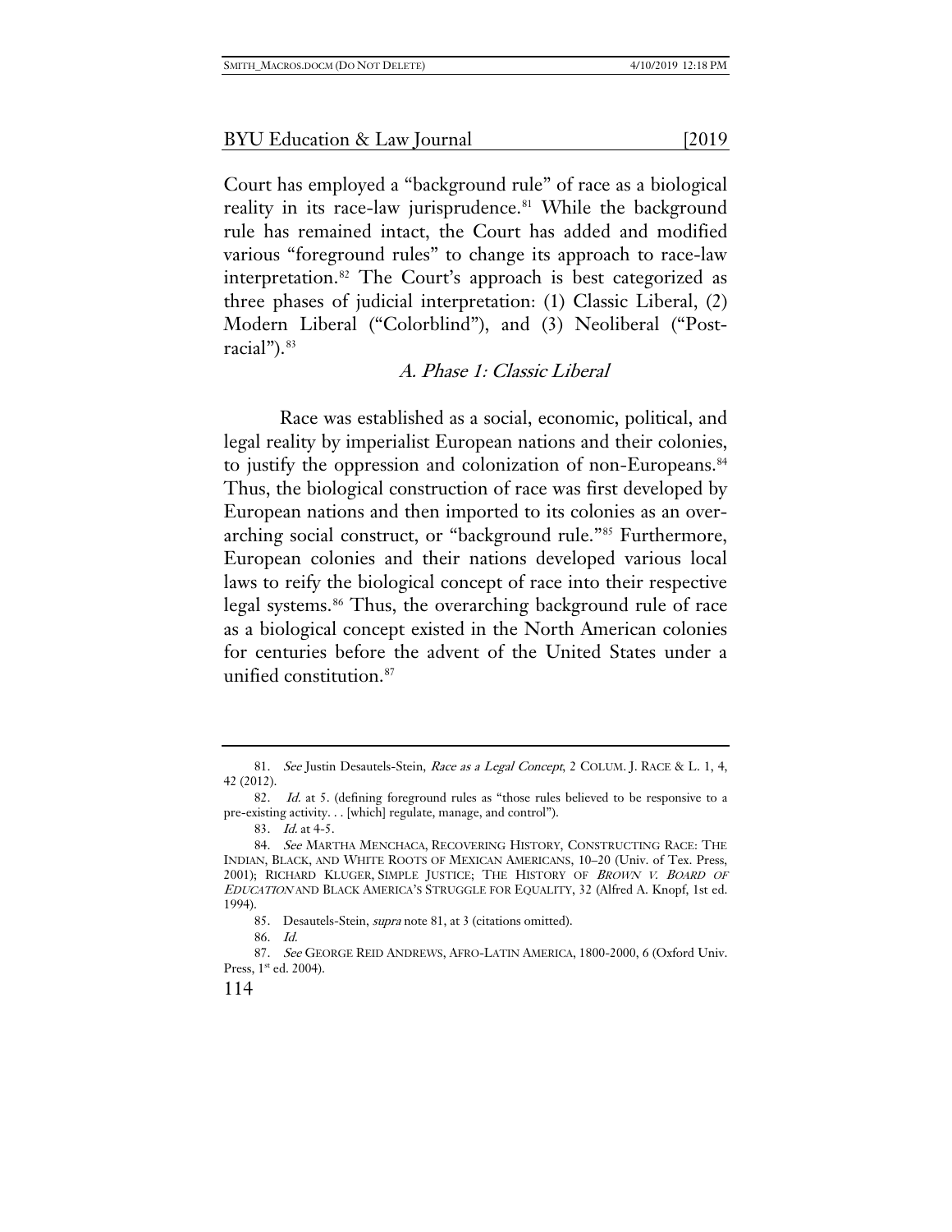Court has employed a "background rule" of race as a biological reality in its race-law jurisprudence.[81] While the background rule has remained intact, the Court has added and modified various "foreground rules" to change its approach to race-law interpretation.[82] The Court's approach is best categorized as three phases of judicial interpretation: (1) Classic Liberal, (2) Modern Liberal ("Colorblind"), and (3) Neoliberal ("Post-racial").[83]

### *A. Phase 1: Classic Liberal*

Race was established as a social, economic, political, and legal reality by imperialist European nations and their colonies, to justify the oppression and colonization of non-Europeans.[84] Thus, the biological construction of race was first developed by European nations and then imported to its colonies as an over-arching social construct, or "background rule."[85] Furthermore, European colonies and their nations developed various local laws to reify the biological concept of race into their respective legal systems.[86] Thus, the overarching background rule of race as a biological concept existed in the North American colonies for centuries before the advent of the United States under a unified constitution.[87]

---

81. *See* Justin Desautels-Stein, *Race as a Legal Concept*, 2 COLUM. J. RACE & L. 1, 4, 42 (2012).

82. *Id.* at 5. (defining foreground rules as "those rules believed to be responsive to a pre-existing activity. . . [which] regulate, manage, and control").

83. *Id.* at 4-5.

84. *See* MARTHA MENCHACA, RECOVERING HISTORY, CONSTRUCTING RACE: THE INDIAN, BLACK, AND WHITE ROOTS OF MEXICAN AMERICANS, 10–20 (Univ. of Tex. Press, 2001); RICHARD KLUGER, SIMPLE JUSTICE; THE HISTORY OF *BROWN V. BOARD OF EDUCATION* AND BLACK AMERICA'S STRUGGLE FOR EQUALITY, 32 (Alfred A. Knopf, 1st ed. 1994).

85. Desautels-Stein, *supra* note 81, at 3 (citations omitted).

86. *Id.*

87. *See* GEORGE REID ANDREWS, AFRO-LATIN AMERICA, 1800-2000, 6 (Oxford Univ. Press, 1st ed. 2004).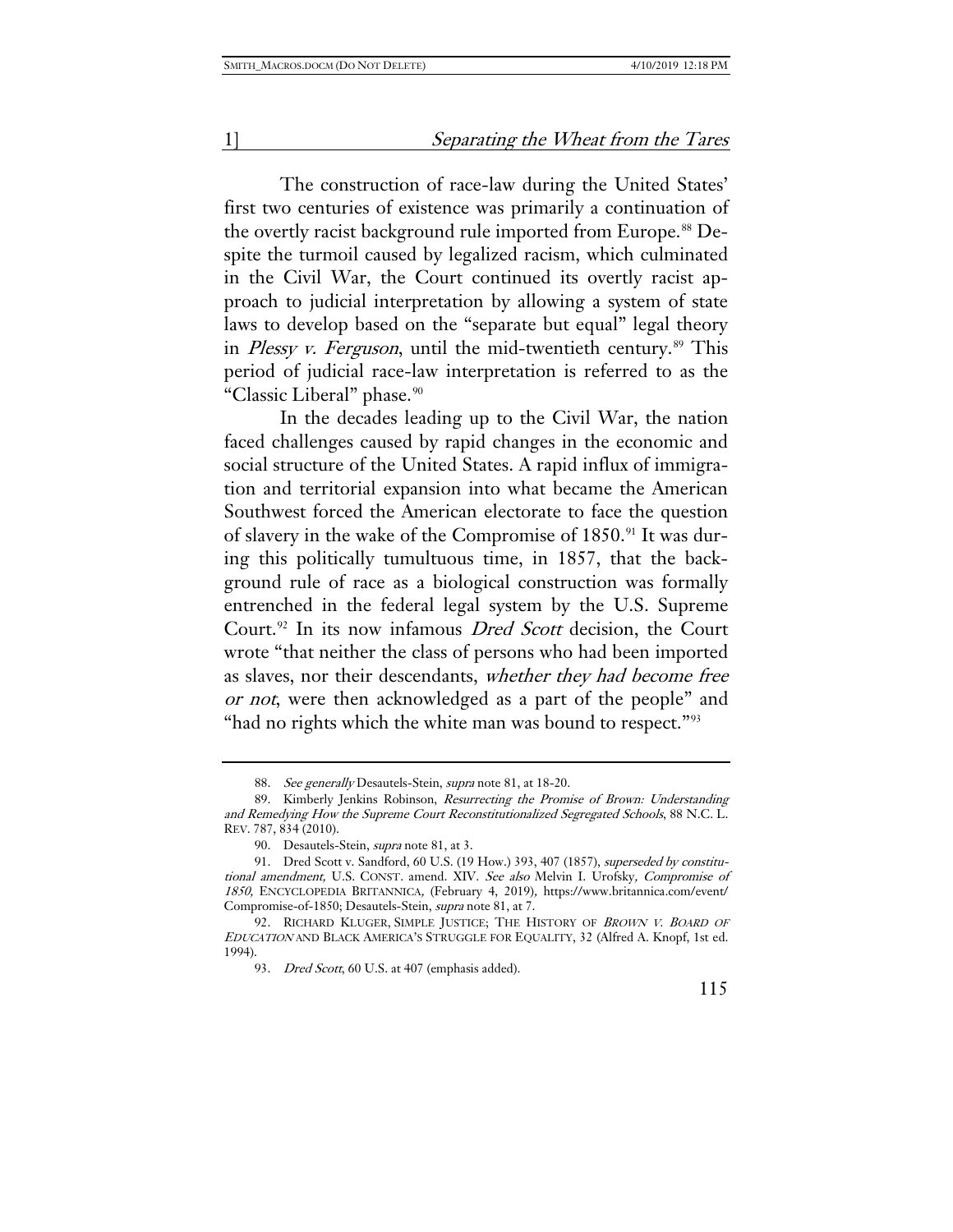The construction of race-law during the United States' first two centuries of existence was primarily a continuation of the overtly racist background rule imported from Europe.[88] Despite the turmoil caused by legalized racism, which culminated in the Civil War, the Court continued its overtly racist approach to judicial interpretation by allowing a system of state laws to develop based on the "separate but equal" legal theory in *Plessy v. Ferguson*, until the mid-twentieth century.[89] This period of judicial race-law interpretation is referred to as the "Classic Liberal" phase.[90]

In the decades leading up to the Civil War, the nation faced challenges caused by rapid changes in the economic and social structure of the United States. A rapid influx of immigration and territorial expansion into what became the American Southwest forced the American electorate to face the question of slavery in the wake of the Compromise of 1850.[91] It was during this politically tumultuous time, in 1857, that the background rule of race as a biological construction was formally entrenched in the federal legal system by the U.S. Supreme Court.[92] In its now infamous *Dred Scott* decision, the Court wrote "that neither the class of persons who had been imported as slaves, nor their descendants, *whether they had become free or not*, were then acknowledged as a part of the people" and "had no rights which the white man was bound to respect."[93]

---

88. *See generally* Desautels-Stein, *supra* note 81, at 18-20.

89. Kimberly Jenkins Robinson, *Resurrecting the Promise of Brown: Understanding and Remedying How the Supreme Court Reconstitutionalized Segregated Schools*, 88 N.C. L. REV. 787, 834 (2010).

90. Desautels-Stein, *supra* note 81, at 3.

91. Dred Scott v. Sandford, 60 U.S. (19 How.) 393, 407 (1857), *superseded by constitutional amendment,* U.S. CONST. amend. XIV. *See also* Melvin I. Urofsky*, Compromise of 1850,* ENCYCLOPEDIA BRITANNICA*,* (February 4, 2019)*,* https://www.britannica.com/event/Compromise-of-1850; Desautels-Stein, *supra* note 81, at 7.

92. RICHARD KLUGER, SIMPLE JUSTICE; THE HISTORY OF *BROWN V. BOARD OF EDUCATION* AND BLACK AMERICA'S STRUGGLE FOR EQUALITY, 32 (Alfred A. Knopf, 1st ed. 1994).

93. *Dred Scott*, 60 U.S. at 407 (emphasis added).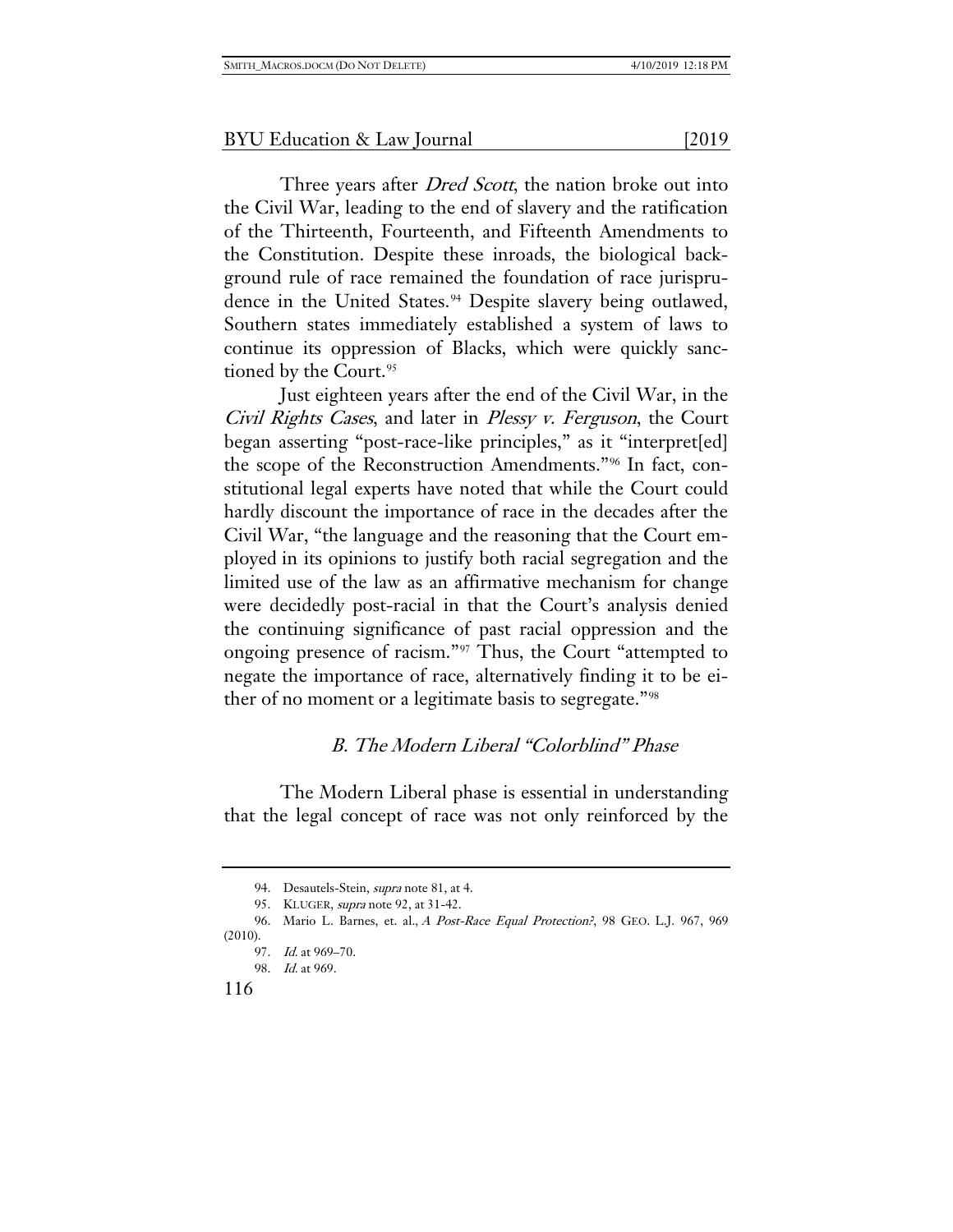Three years after *Dred Scott*, the nation broke out into the Civil War, leading to the end of slavery and the ratification of the Thirteenth, Fourteenth, and Fifteenth Amendments to the Constitution. Despite these inroads, the biological background rule of race remained the foundation of race jurisprudence in the United States.[94] Despite slavery being outlawed, Southern states immediately established a system of laws to continue its oppression of Blacks, which were quickly sanctioned by the Court.[95]

Just eighteen years after the end of the Civil War, in the *Civil Rights Cases*, and later in *Plessy v. Ferguson*, the Court began asserting "post-race-like principles," as it "interpret[ed] the scope of the Reconstruction Amendments."[96] In fact, constitutional legal experts have noted that while the Court could hardly discount the importance of race in the decades after the Civil War, "the language and the reasoning that the Court employed in its opinions to justify both racial segregation and the limited use of the law as an affirmative mechanism for change were decidedly post-racial in that the Court's analysis denied the continuing significance of past racial oppression and the ongoing presence of racism."[97] Thus, the Court "attempted to negate the importance of race, alternatively finding it to be either of no moment or a legitimate basis to segregate."[98]

### *B. The Modern Liberal "Colorblind" Phase*

The Modern Liberal phase is essential in understanding that the legal concept of race was not only reinforced by the

---

94. Desautels-Stein, *supra* note 81, at 4.

95. KLUGER, *supra* note 92, at 31-42.

96. Mario L. Barnes, et. al., *A Post-Race Equal Protection?*, 98 GEO. L.J. 967, 969 (2010).

97. *Id.* at 969–70.

98. *Id.* at 969.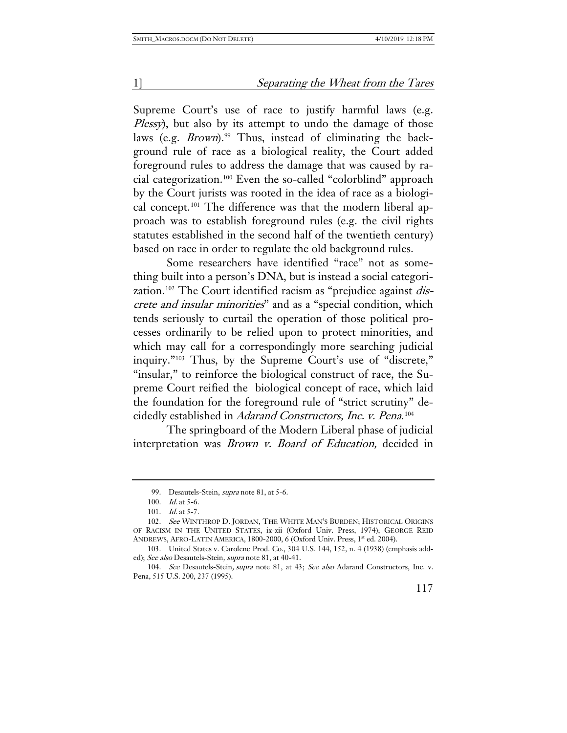Supreme Court's use of race to justify harmful laws (e.g. *Plessy*), but also by its attempt to undo the damage of those laws (e.g. *Brown*).[99] Thus, instead of eliminating the background rule of race as a biological reality, the Court added foreground rules to address the damage that was caused by racial categorization.[100] Even the so-called "colorblind" approach by the Court jurists was rooted in the idea of race as a biological concept.[101] The difference was that the modern liberal approach was to establish foreground rules (e.g. the civil rights statutes established in the second half of the twentieth century) based on race in order to regulate the old background rules.

Some researchers have identified "race" not as something built into a person's DNA, but is instead a social categorization.[102] The Court identified racism as "prejudice against *discrete and insular minorities*" and as a "special condition, which tends seriously to curtail the operation of those political processes ordinarily to be relied upon to protect minorities, and which may call for a correspondingly more searching judicial inquiry."[103] Thus, by the Supreme Court's use of "discrete," "insular," to reinforce the biological construct of race, the Supreme Court reified the biological concept of race, which laid the foundation for the foreground rule of "strict scrutiny" decidedly established in *Adarand Constructors, Inc. v. Pena*.[104]

The springboard of the Modern Liberal phase of judicial interpretation was *Brown v. Board of Education,* decided in

---

99. Desautels-Stein, *supra* note 81, at 5-6.

100. *Id.* at 5-6.

101. *Id.* at 5-7.

102. *See* WINTHROP D. JORDAN, THE WHITE MAN'S BURDEN; HISTORICAL ORIGINS OF RACISM IN THE UNITED STATES, ix-xii (Oxford Univ. Press, 1974); GEORGE REID ANDREWS, AFRO-LATIN AMERICA, 1800-2000, 6 (Oxford Univ. Press, 1st ed. 2004).

103. United States v. Carolene Prod. Co., 304 U.S. 144, 152, n. 4 (1938) (emphasis added); *See also* Desautels-Stein, *supra* note 81, at 40-41.

104. *See* Desautels-Stein, *supra* note 81, at 43; *See also* Adarand Constructors, Inc. v. Pena, 515 U.S. 200, 237 (1995).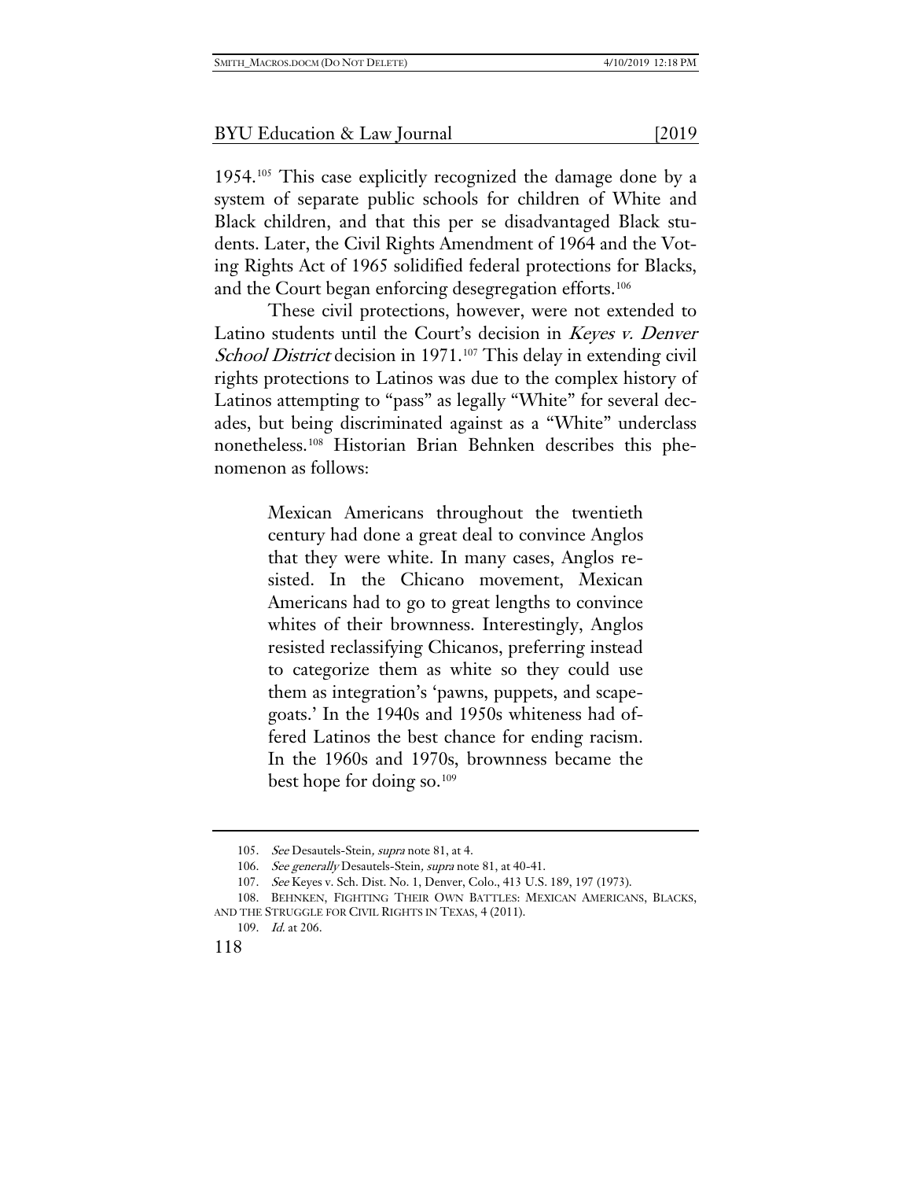1954.[105] This case explicitly recognized the damage done by a system of separate public schools for children of White and Black children, and that this per se disadvantaged Black students. Later, the Civil Rights Amendment of 1964 and the Voting Rights Act of 1965 solidified federal protections for Blacks, and the Court began enforcing desegregation efforts.[106]

These civil protections, however, were not extended to Latino students until the Court's decision in *Keyes v. Denver School District* decision in 1971.[107] This delay in extending civil rights protections to Latinos was due to the complex history of Latinos attempting to "pass" as legally "White" for several decades, but being discriminated against as a "White" underclass nonetheless.[108] Historian Brian Behnken describes this phenomenon as follows:

> Mexican Americans throughout the twentieth century had done a great deal to convince Anglos that they were white. In many cases, Anglos resisted. In the Chicano movement, Mexican Americans had to go to great lengths to convince whites of their brownness. Interestingly, Anglos resisted reclassifying Chicanos, preferring instead to categorize them as white so they could use them as integration's 'pawns, puppets, and scapegoats.' In the 1940s and 1950s whiteness had offered Latinos the best chance for ending racism. In the 1960s and 1970s, brownness became the best hope for doing so.[109]

---

105. *See* Desautels-Stein, *supra* note 81, at 4.

106. *See generally* Desautels-Stein, *supra* note 81, at 40-41.

107. *See* Keyes v. Sch. Dist. No. 1, Denver, Colo., 413 U.S. 189, 197 (1973).

108. BEHNKEN, FIGHTING THEIR OWN BATTLES: MEXICAN AMERICANS, BLACKS, AND THE STRUGGLE FOR CIVIL RIGHTS IN TEXAS, 4 (2011).

109. *Id.* at 206.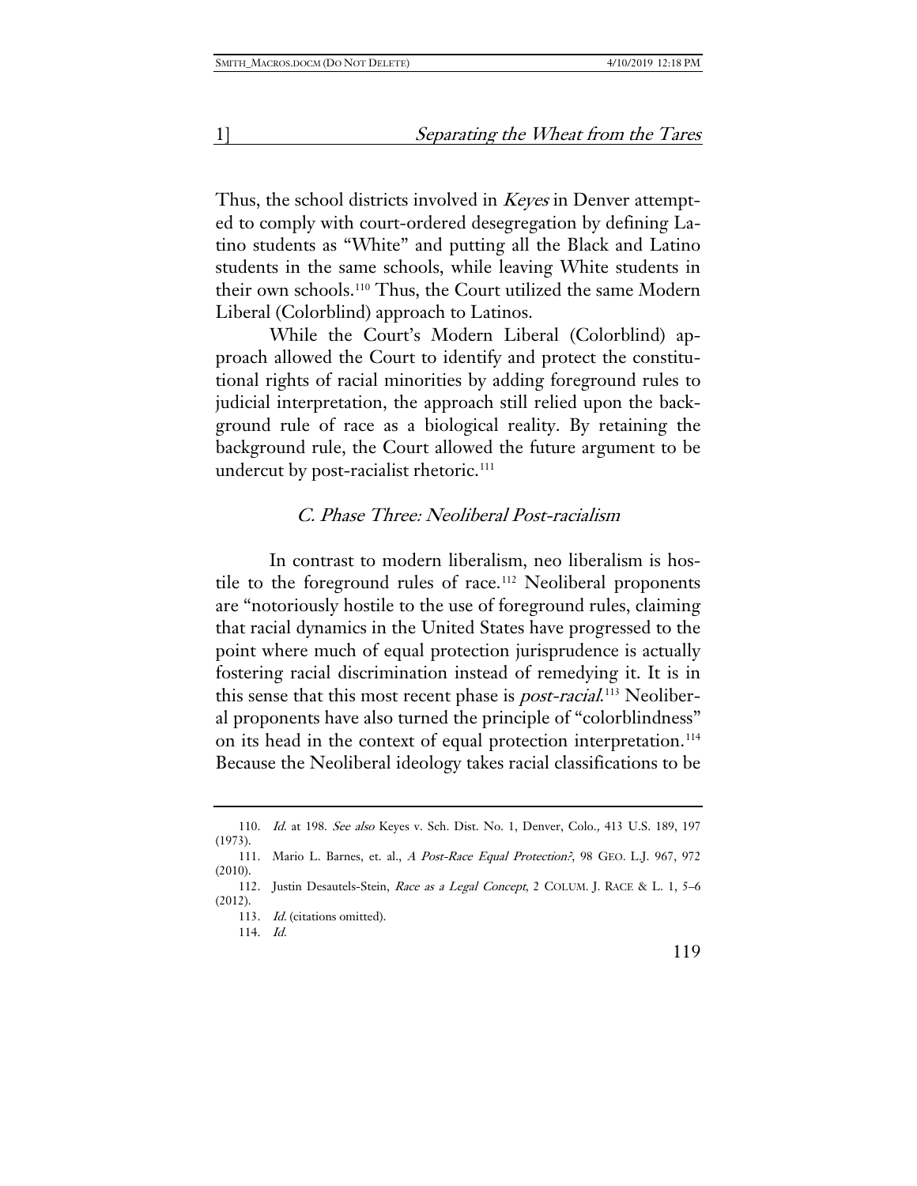Thus, the school districts involved in *Keyes* in Denver attempted to comply with court-ordered desegregation by defining Latino students as "White" and putting all the Black and Latino students in the same schools, while leaving White students in their own schools.[110] Thus, the Court utilized the same Modern Liberal (Colorblind) approach to Latinos.

While the Court's Modern Liberal (Colorblind) approach allowed the Court to identify and protect the constitutional rights of racial minorities by adding foreground rules to judicial interpretation, the approach still relied upon the background rule of race as a biological reality. By retaining the background rule, the Court allowed the future argument to be undercut by post-racialist rhetoric.[111]

### *C. Phase Three: Neoliberal Post-racialism*

In contrast to modern liberalism, neo liberalism is hostile to the foreground rules of race.[112] Neoliberal proponents are "notoriously hostile to the use of foreground rules, claiming that racial dynamics in the United States have progressed to the point where much of equal protection jurisprudence is actually fostering racial discrimination instead of remedying it. It is in this sense that this most recent phase is *post-racial*.[113] Neoliberal proponents have also turned the principle of "colorblindness" on its head in the context of equal protection interpretation.[114] Because the Neoliberal ideology takes racial classifications to be

---

110. *Id.* at 198. *See also* Keyes v. Sch. Dist. No. 1, Denver, Colo., 413 U.S. 189, 197 (1973).

111. Mario L. Barnes, et. al., *A Post-Race Equal Protection?*, 98 GEO. L.J. 967, 972 (2010).

112. Justin Desautels-Stein, *Race as a Legal Concept*, 2 COLUM. J. RACE & L. 1, 5–6 (2012).

113. *Id.* (citations omitted).

114. *Id.*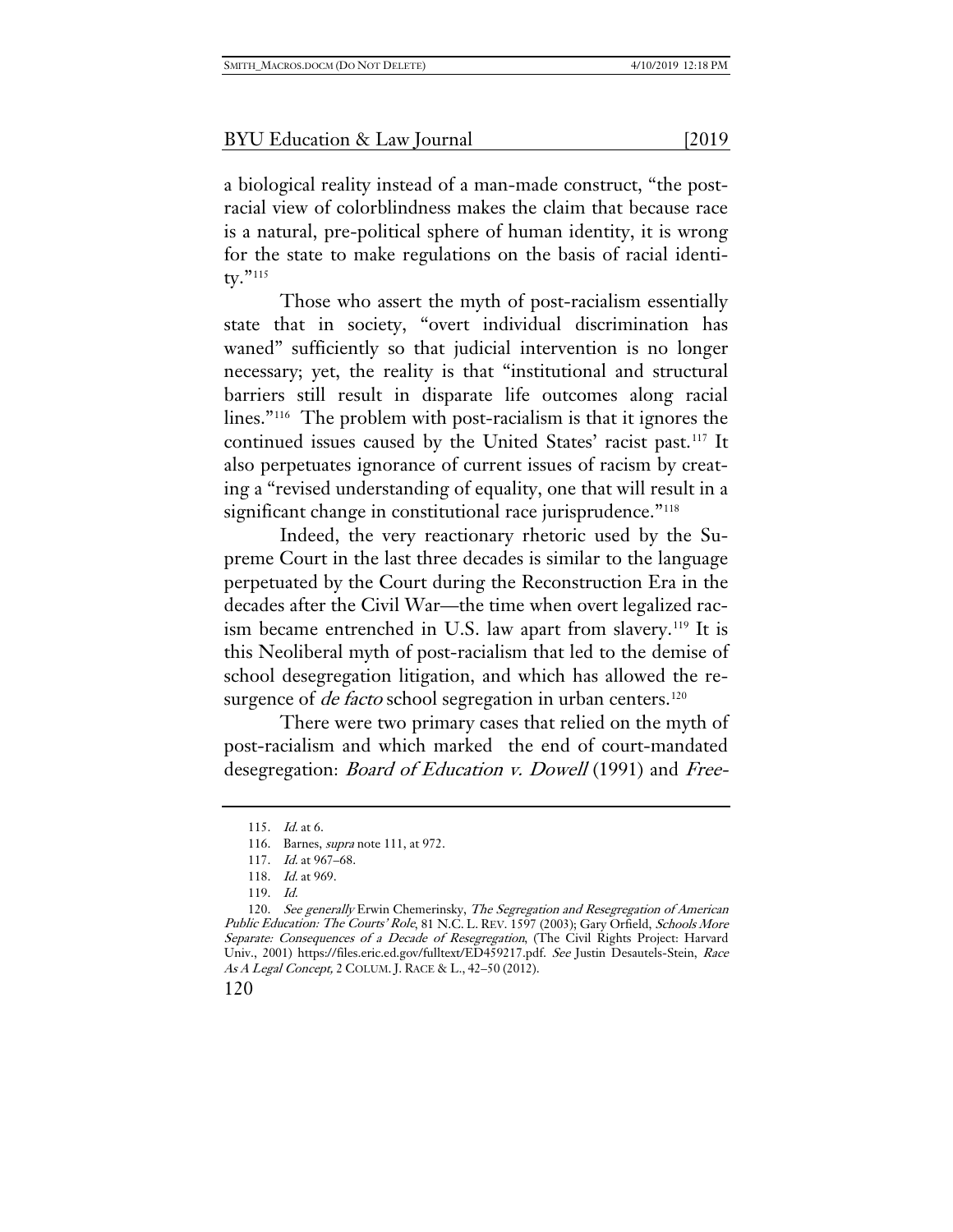a biological reality instead of a man-made construct, "the post-racial view of colorblindness makes the claim that because race is a natural, pre-political sphere of human identity, it is wrong for the state to make regulations on the basis of racial identity."[115]

Those who assert the myth of post-racialism essentially state that in society, "overt individual discrimination has waned" sufficiently so that judicial intervention is no longer necessary; yet, the reality is that "institutional and structural barriers still result in disparate life outcomes along racial lines."[116] The problem with post-racialism is that it ignores the continued issues caused by the United States' racist past.[117] It also perpetuates ignorance of current issues of racism by creating a "revised understanding of equality, one that will result in a significant change in constitutional race jurisprudence."[118]

Indeed, the very reactionary rhetoric used by the Supreme Court in the last three decades is similar to the language perpetuated by the Court during the Reconstruction Era in the decades after the Civil War—the time when overt legalized racism became entrenched in U.S. law apart from slavery.[119] It is this Neoliberal myth of post-racialism that led to the demise of school desegregation litigation, and which has allowed the resurgence of *de facto* school segregation in urban centers.[120]

There were two primary cases that relied on the myth of post-racialism and which marked the end of court-mandated desegregation: *Board of Education v. Dowell* (1991) and *Free-*

---

115. *Id.* at 6.

116. Barnes, *supra* note 111, at 972.

117. *Id.* at 967–68.

118. *Id.* at 969.

119. *Id.*

120. *See generally* Erwin Chemerinsky, *The Segregation and Resegregation of American Public Education: The Courts' Role*, 81 N.C. L. REV. 1597 (2003); Gary Orfield, *Schools More Separate: Consequences of a Decade of Resegregation*, (The Civil Rights Project: Harvard Univ., 2001) https://files.eric.ed.gov/fulltext/ED459217.pdf. *See* Justin Desautels-Stein, *Race As A Legal Concept,* 2 COLUM. J. RACE & L., 42–50 (2012).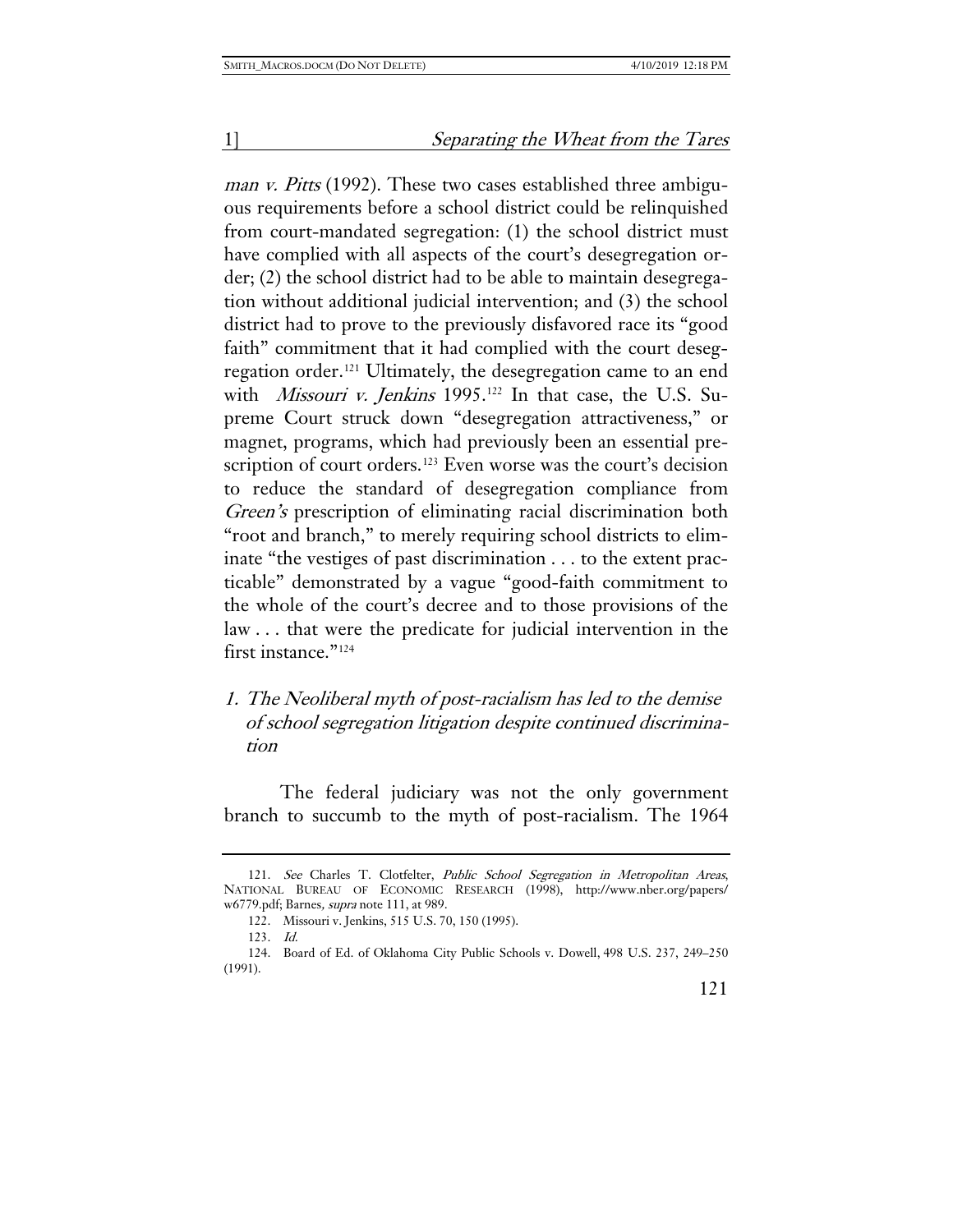*man v. Pitts* (1992). These two cases established three ambiguous requirements before a school district could be relinquished from court-mandated segregation: (1) the school district must have complied with all aspects of the court's desegregation order; (2) the school district had to be able to maintain desegregation without additional judicial intervention; and (3) the school district had to prove to the previously disfavored race its "good faith" commitment that it had complied with the court desegregation order.[121] Ultimately, the desegregation came to an end with *Missouri v. Jenkins* 1995.[122] In that case, the U.S. Supreme Court struck down "desegregation attractiveness," or magnet, programs, which had previously been an essential prescription of court orders.[123] Even worse was the court's decision to reduce the standard of desegregation compliance from *Green's* prescription of eliminating racial discrimination both "root and branch," to merely requiring school districts to eliminate "the vestiges of past discrimination . . . to the extent practicable" demonstrated by a vague "good-faith commitment to the whole of the court's decree and to those provisions of the law . . . that were the predicate for judicial intervention in the first instance."[124]

### *1. The Neoliberal myth of post-racialism has led to the demise of school segregation litigation despite continued discrimination*

The federal judiciary was not the only government branch to succumb to the myth of post-racialism. The 1964

---

121. *See* Charles T. Clotfelter, *Public School Segregation in Metropolitan Areas*, NATIONAL BUREAU OF ECONOMIC RESEARCH (1998), http://www.nber.org/papers/w6779.pdf; Barnes, *supra* note 111, at 989.

122. Missouri v. Jenkins, 515 U.S. 70, 150 (1995).

123. *Id.*

124. Board of Ed. of Oklahoma City Public Schools v. Dowell, 498 U.S. 237, 249–250 (1991).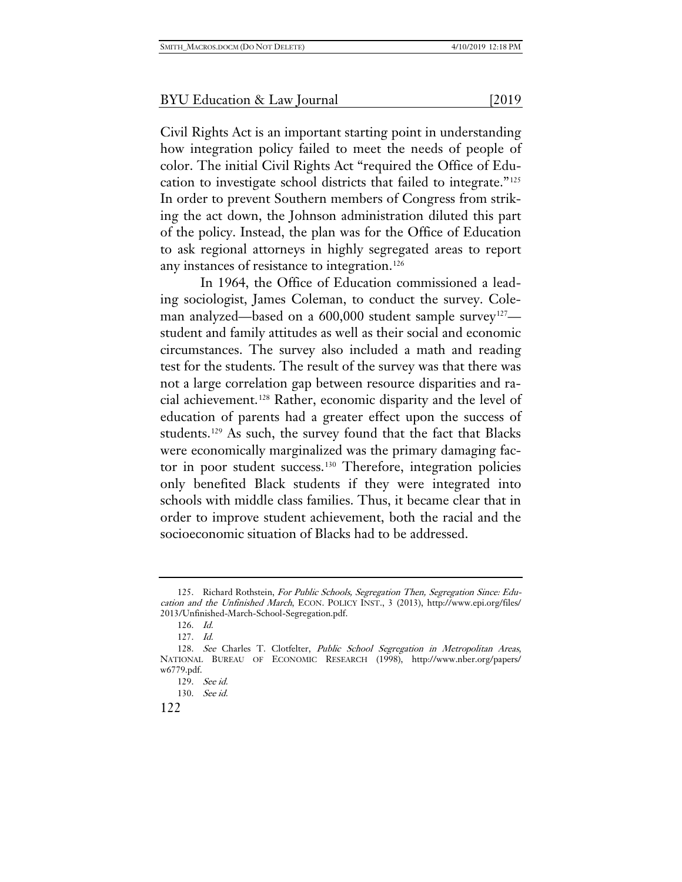Civil Rights Act is an important starting point in understanding how integration policy failed to meet the needs of people of color. The initial Civil Rights Act "required the Office of Education to investigate school districts that failed to integrate."[125] In order to prevent Southern members of Congress from striking the act down, the Johnson administration diluted this part of the policy. Instead, the plan was for the Office of Education to ask regional attorneys in highly segregated areas to report any instances of resistance to integration.[126]

In 1964, the Office of Education commissioned a leading sociologist, James Coleman, to conduct the survey. Coleman analyzed—based on a 600,000 student sample survey[127]—student and family attitudes as well as their social and economic circumstances. The survey also included a math and reading test for the students. The result of the survey was that there was not a large correlation gap between resource disparities and racial achievement.[128] Rather, economic disparity and the level of education of parents had a greater effect upon the success of students.[129] As such, the survey found that the fact that Blacks were economically marginalized was the primary damaging factor in poor student success.[130] Therefore, integration policies only benefited Black students if they were integrated into schools with middle class families. Thus, it became clear that in order to improve student achievement, both the racial and the socioeconomic situation of Blacks had to be addressed.

---

125. Richard Rothstein, *For Public Schools, Segregation Then, Segregation Since: Education and the Unfinished March*, ECON. POLICY INST., 3 (2013), http://www.epi.org/files/2013/Unfinished-March-School-Segregation.pdf.

126. *Id.*

127. *Id.*

128. *See* Charles T. Clotfelter, *Public School Segregation in Metropolitan Areas*, NATIONAL BUREAU OF ECONOMIC RESEARCH (1998), http://www.nber.org/papers/w6779.pdf.

129. *See id.*

130. *See id.*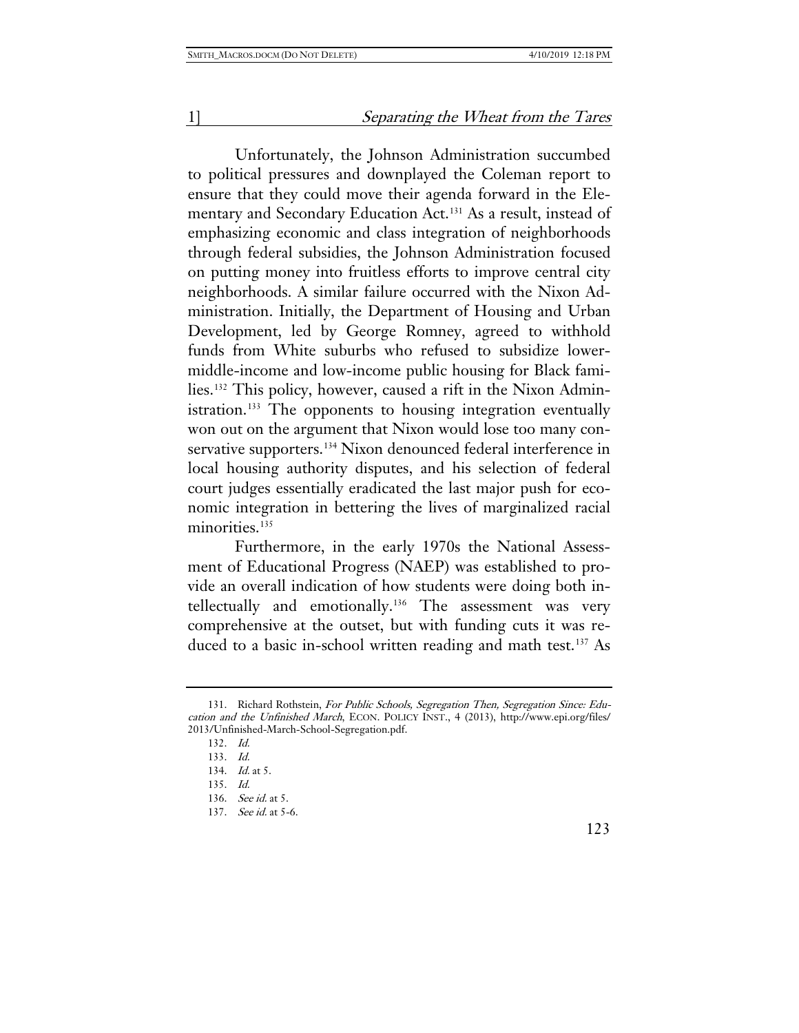Unfortunately, the Johnson Administration succumbed to political pressures and downplayed the Coleman report to ensure that they could move their agenda forward in the Elementary and Secondary Education Act.[131] As a result, instead of emphasizing economic and class integration of neighborhoods through federal subsidies, the Johnson Administration focused on putting money into fruitless efforts to improve central city neighborhoods. A similar failure occurred with the Nixon Administration. Initially, the Department of Housing and Urban Development, led by George Romney, agreed to withhold funds from White suburbs who refused to subsidize lower-middle-income and low-income public housing for Black families.[132] This policy, however, caused a rift in the Nixon Administration.[133] The opponents to housing integration eventually won out on the argument that Nixon would lose too many conservative supporters.[134] Nixon denounced federal interference in local housing authority disputes, and his selection of federal court judges essentially eradicated the last major push for economic integration in bettering the lives of marginalized racial minorities.[135]

Furthermore, in the early 1970s the National Assessment of Educational Progress (NAEP) was established to provide an overall indication of how students were doing both intellectually and emotionally.[136] The assessment was very comprehensive at the outset, but with funding cuts it was reduced to a basic in-school written reading and math test.[137] As

---

131. Richard Rothstein, *For Public Schools, Segregation Then, Segregation Since: Education and the Unfinished March*, ECON. POLICY INST., 4 (2013), http://www.epi.org/files/2013/Unfinished-March-School-Segregation.pdf.

132. *Id.*

133. *Id.*

134. *Id.* at 5.

135. *Id.*

136. *See id.* at 5.

137. *See id.* at 5-6.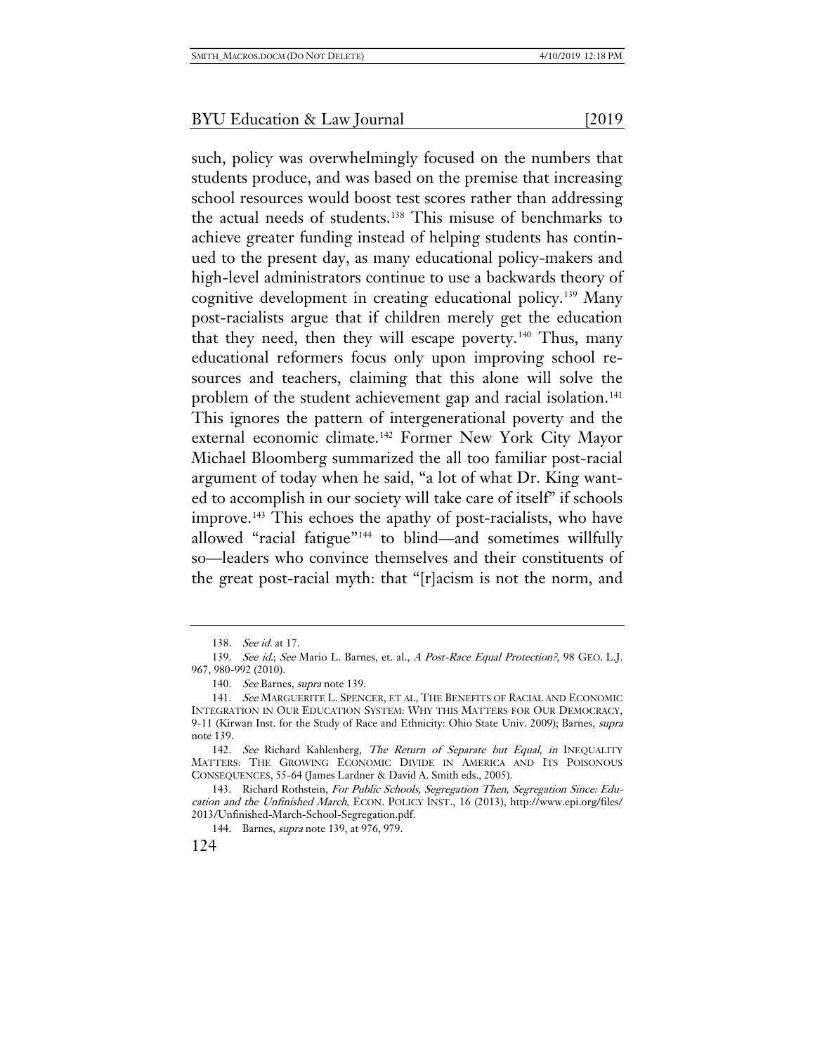such, policy was overwhelmingly focused on the numbers that students produce, and was based on the premise that increasing school resources would boost test scores rather than addressing the actual needs of students.[138] This misuse of benchmarks to achieve greater funding instead of helping students has continued to the present day, as many educational policy-makers and high-level administrators continue to use a backwards theory of cognitive development in creating educational policy.[139] Many post-racialists argue that if children merely get the education that they need, then they will escape poverty.[140] Thus, many educational reformers focus only upon improving school resources and teachers, claiming that this alone will solve the problem of the student achievement gap and racial isolation.[141] This ignores the pattern of intergenerational poverty and the external economic climate.[142] Former New York City Mayor Michael Bloomberg summarized the all too familiar post-racial argument of today when he said, "a lot of what Dr. King wanted to accomplish in our society will take care of itself" if schools improve.[143] This echoes the apathy of post-racialists, who have allowed "racial fatigue"[144] to blind—and sometimes willfully so—leaders who convince themselves and their constituents of the great post-racial myth: that "[r]acism is not the norm, and

---

138. *See id.* at 17.

139. *See id.*; *See* Mario L. Barnes, et. al., *A Post-Race Equal Protection?*, 98 GEO. L.J. 967, 980-992 (2010).

140. *See* Barnes, *supra* note 139.

141. *See* MARGUERITE L. SPENCER, ET AL, THE BENEFITS OF RACIAL AND ECONOMIC INTEGRATION IN OUR EDUCATION SYSTEM: WHY THIS MATTERS FOR OUR DEMOCRACY, 9-11 (Kirwan Inst. for the Study of Race and Ethnicity: Ohio State Univ. 2009); Barnes, *supra* note 139.

142. *See* Richard Kahlenberg, *The Return of Separate but Equal*, *in* INEQUALITY MATTERS: THE GROWING ECONOMIC DIVIDE IN AMERICA AND ITS POISONOUS CONSEQUENCES, 55-64 (James Lardner & David A. Smith eds., 2005).

143. Richard Rothstein, *For Public Schools, Segregation Then, Segregation Since: Education and the Unfinished March*, ECON. POLICY INST., 16 (2013), http://www.epi.org/files/2013/Unfinished-March-School-Segregation.pdf.

144. Barnes, *supra* note 139, at 976, 979.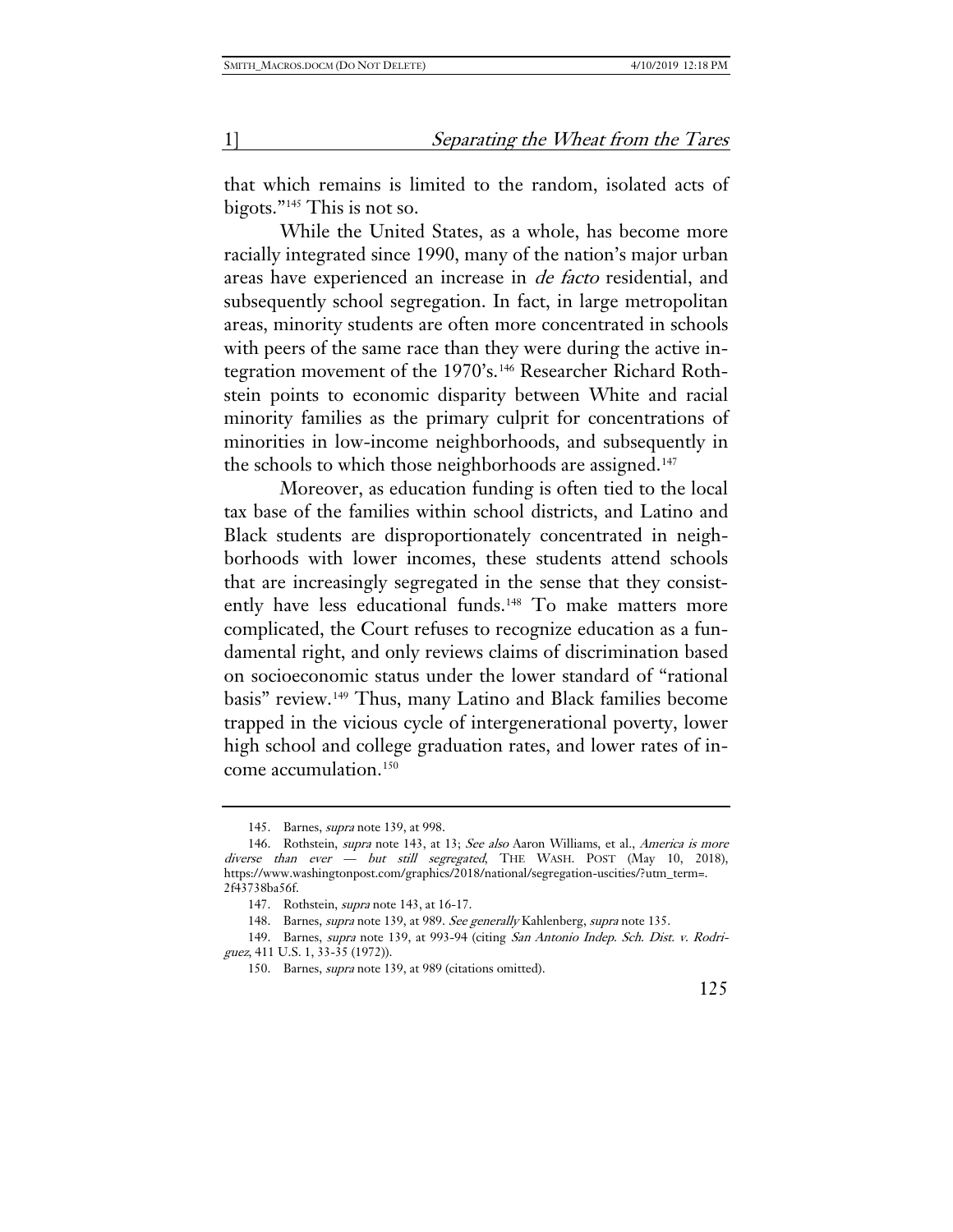that which remains is limited to the random, isolated acts of bigots."[145] This is not so.

While the United States, as a whole, has become more racially integrated since 1990, many of the nation's major urban areas have experienced an increase in *de facto* residential, and subsequently school segregation. In fact, in large metropolitan areas, minority students are often more concentrated in schools with peers of the same race than they were during the active integration movement of the 1970's.[146] Researcher Richard Rothstein points to economic disparity between White and racial minority families as the primary culprit for concentrations of minorities in low-income neighborhoods, and subsequently in the schools to which those neighborhoods are assigned.[147]

Moreover, as education funding is often tied to the local tax base of the families within school districts, and Latino and Black students are disproportionately concentrated in neighborhoods with lower incomes, these students attend schools that are increasingly segregated in the sense that they consistently have less educational funds.[148] To make matters more complicated, the Court refuses to recognize education as a fundamental right, and only reviews claims of discrimination based on socioeconomic status under the lower standard of "rational basis" review.[149] Thus, many Latino and Black families become trapped in the vicious cycle of intergenerational poverty, lower high school and college graduation rates, and lower rates of income accumulation.[150]

---

145. Barnes, *supra* note 139, at 998.

146. Rothstein, *supra* note 143, at 13; *See also* Aaron Williams, et al., *America is more diverse than ever — but still segregated*, THE WASH. POST (May 10, 2018), https://www.washingtonpost.com/graphics/2018/national/segregation-uscities/?utm_term=.2f43738ba56f.

147. Rothstein, *supra* note 143, at 16-17.

148. Barnes, *supra* note 139, at 989. *See generally* Kahlenberg, *supra* note 135.

149. Barnes, *supra* note 139, at 993-94 (citing *San Antonio Indep. Sch. Dist. v. Rodriguez*, 411 U.S. 1, 33-35 (1972)).

150. Barnes, *supra* note 139, at 989 (citations omitted).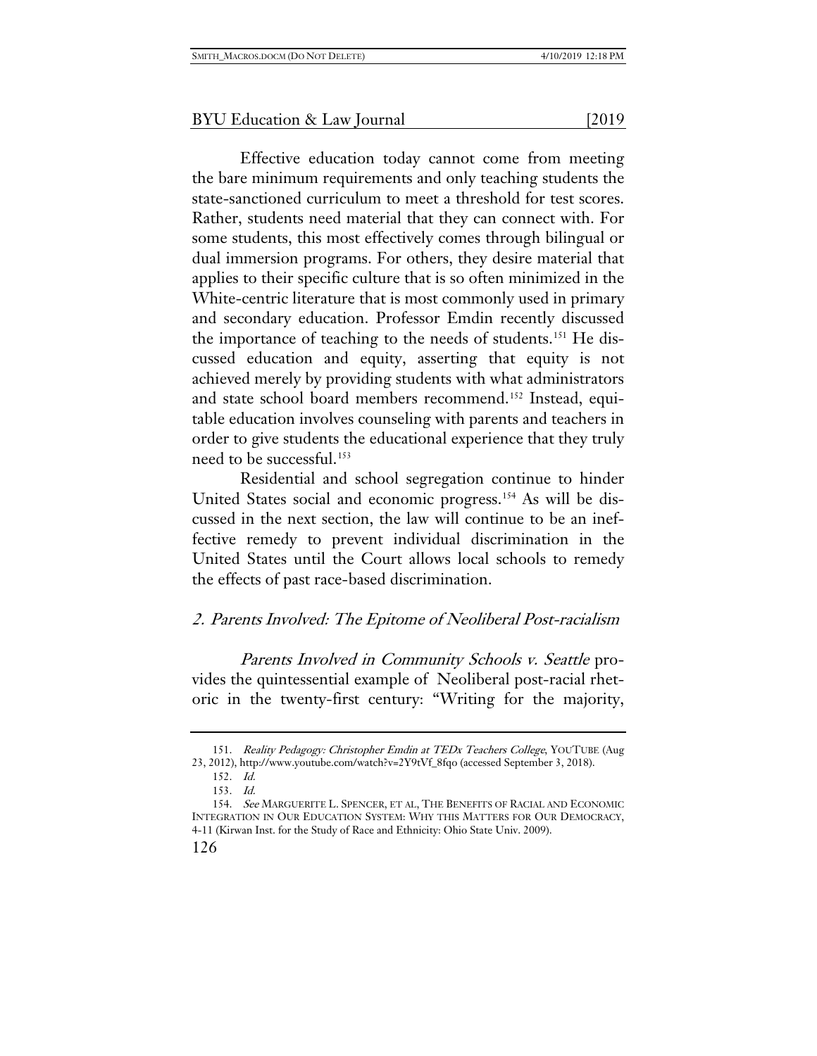Effective education today cannot come from meeting the bare minimum requirements and only teaching students the state-sanctioned curriculum to meet a threshold for test scores. Rather, students need material that they can connect with. For some students, this most effectively comes through bilingual or dual immersion programs. For others, they desire material that applies to their specific culture that is so often minimized in the White-centric literature that is most commonly used in primary and secondary education. Professor Emdin recently discussed the importance of teaching to the needs of students.[151] He discussed education and equity, asserting that equity is not achieved merely by providing students with what administrators and state school board members recommend.[152] Instead, equitable education involves counseling with parents and teachers in order to give students the educational experience that they truly need to be successful.[153]

Residential and school segregation continue to hinder United States social and economic progress.[154] As will be discussed in the next section, the law will continue to be an ineffective remedy to prevent individual discrimination in the United States until the Court allows local schools to remedy the effects of past race-based discrimination.

### *2. Parents Involved: The Epitome of Neoliberal Post-racialism*

*Parents Involved in Community Schools v. Seattle* provides the quintessential example of Neoliberal post-racial rhetoric in the twenty-first century: "Writing for the majority,

---

151. *Reality Pedagogy: Christopher Emdin at TEDx Teachers College*, YOUTUBE (Aug 23, 2012), http://www.youtube.com/watch?v=2Y9tVf_8fqo (accessed September 3, 2018).

152. *Id.*

153. *Id.*

154. *See* MARGUERITE L. SPENCER, ET AL, THE BENEFITS OF RACIAL AND ECONOMIC INTEGRATION IN OUR EDUCATION SYSTEM: WHY THIS MATTERS FOR OUR DEMOCRACY, 4-11 (Kirwan Inst. for the Study of Race and Ethnicity: Ohio State Univ. 2009).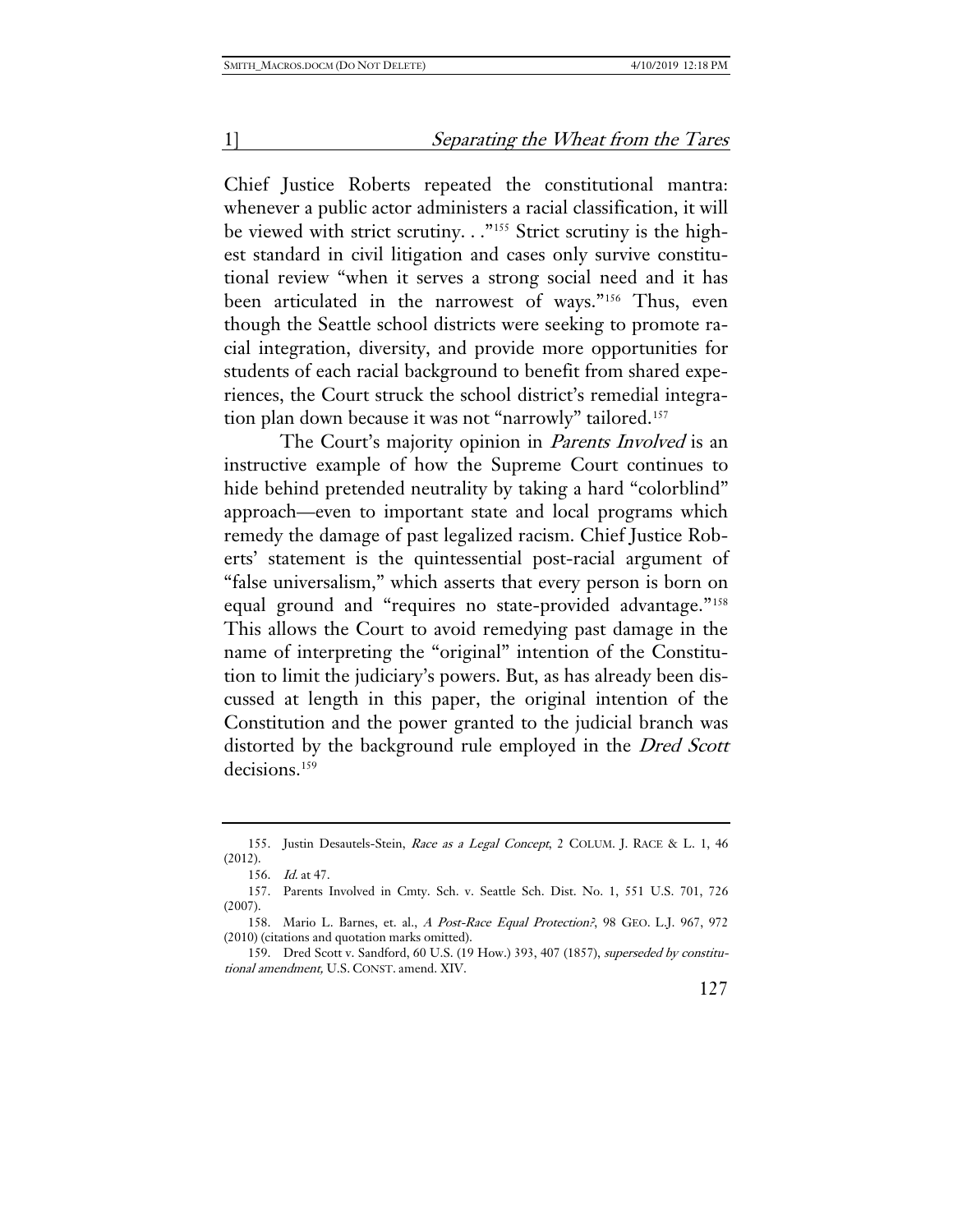Chief Justice Roberts repeated the constitutional mantra: whenever a public actor administers a racial classification, it will be viewed with strict scrutiny. . ."[155] Strict scrutiny is the highest standard in civil litigation and cases only survive constitutional review "when it serves a strong social need and it has been articulated in the narrowest of ways."[156] Thus, even though the Seattle school districts were seeking to promote racial integration, diversity, and provide more opportunities for students of each racial background to benefit from shared experiences, the Court struck the school district's remedial integration plan down because it was not "narrowly" tailored.[157]

The Court's majority opinion in *Parents Involved* is an instructive example of how the Supreme Court continues to hide behind pretended neutrality by taking a hard "colorblind" approach—even to important state and local programs which remedy the damage of past legalized racism. Chief Justice Roberts' statement is the quintessential post-racial argument of "false universalism," which asserts that every person is born on equal ground and "requires no state-provided advantage."[158] This allows the Court to avoid remedying past damage in the name of interpreting the "original" intention of the Constitution to limit the judiciary's powers. But, as has already been discussed at length in this paper, the original intention of the Constitution and the power granted to the judicial branch was distorted by the background rule employed in the *Dred Scott* decisions.[159]

---

155. Justin Desautels-Stein, *Race as a Legal Concept*, 2 COLUM. J. RACE & L. 1, 46 (2012).

156. *Id.* at 47.

157. Parents Involved in Cmty. Sch. v. Seattle Sch. Dist. No. 1, 551 U.S. 701, 726 (2007).

158. Mario L. Barnes, et. al., *A Post-Race Equal Protection?*, 98 GEO. L.J. 967, 972 (2010) (citations and quotation marks omitted).

159. Dred Scott v. Sandford, 60 U.S. (19 How.) 393, 407 (1857), *superseded by constitutional amendment,* U.S. CONST. amend. XIV.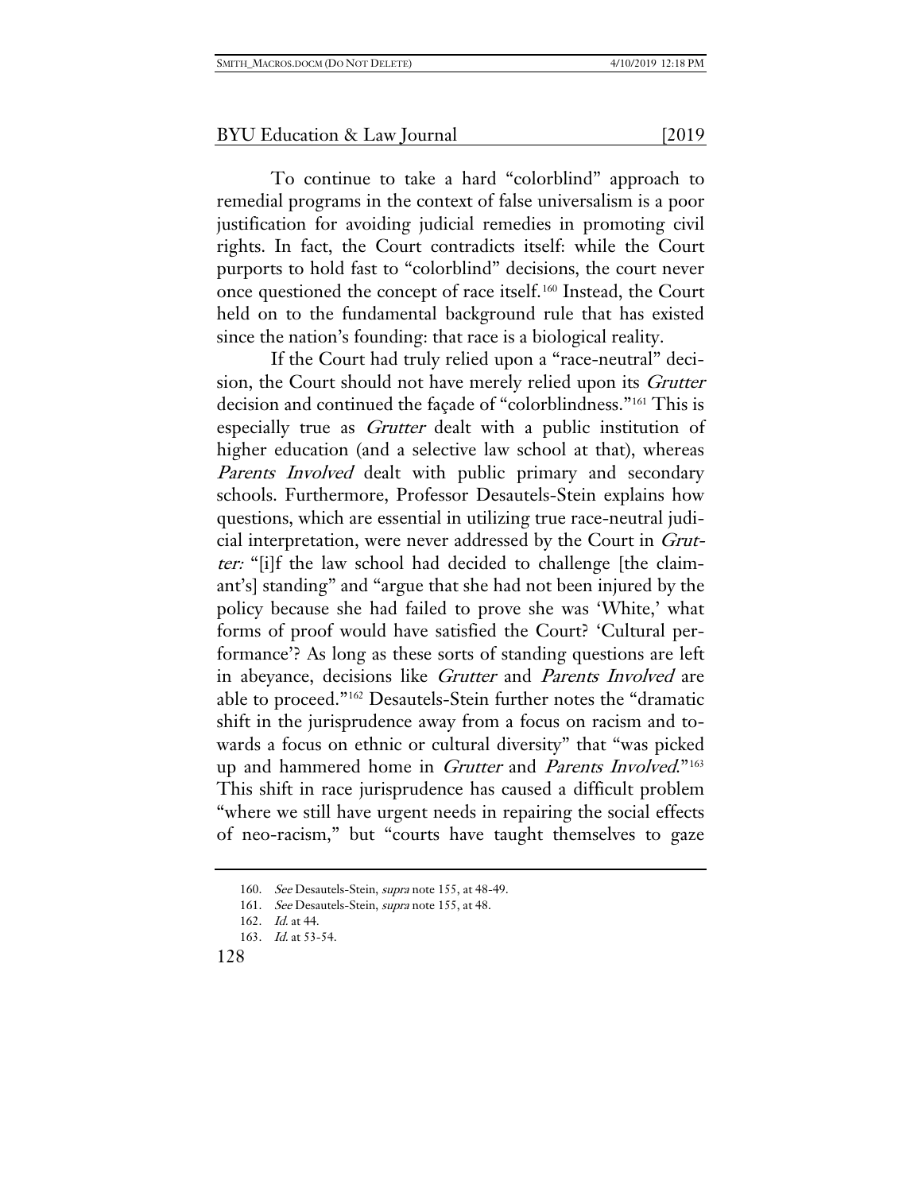To continue to take a hard "colorblind" approach to remedial programs in the context of false universalism is a poor justification for avoiding judicial remedies in promoting civil rights. In fact, the Court contradicts itself: while the Court purports to hold fast to "colorblind" decisions, the court never once questioned the concept of race itself.[160] Instead, the Court held on to the fundamental background rule that has existed since the nation's founding: that race is a biological reality.

If the Court had truly relied upon a "race-neutral" decision, the Court should not have merely relied upon its *Grutter* decision and continued the façade of "colorblindness."[161] This is especially true as *Grutter* dealt with a public institution of higher education (and a selective law school at that), whereas *Parents Involved* dealt with public primary and secondary schools. Furthermore, Professor Desautels-Stein explains how questions, which are essential in utilizing true race-neutral judicial interpretation, were never addressed by the Court in *Grutter:* "[i]f the law school had decided to challenge [the claimant's] standing" and "argue that she had not been injured by the policy because she had failed to prove she was 'White,' what forms of proof would have satisfied the Court? 'Cultural performance'? As long as these sorts of standing questions are left in abeyance, decisions like *Grutter* and *Parents Involved* are able to proceed."[162] Desautels-Stein further notes the "dramatic shift in the jurisprudence away from a focus on racism and towards a focus on ethnic or cultural diversity" that "was picked up and hammered home in *Grutter* and *Parents Involved*."[163] This shift in race jurisprudence has caused a difficult problem "where we still have urgent needs in repairing the social effects of neo-racism," but "courts have taught themselves to gaze

---

160. *See* Desautels-Stein, *supra* note 155, at 48-49.

161. *See* Desautels-Stein, *supra* note 155, at 48.

162. *Id.* at 44.

163. *Id.* at 53-54.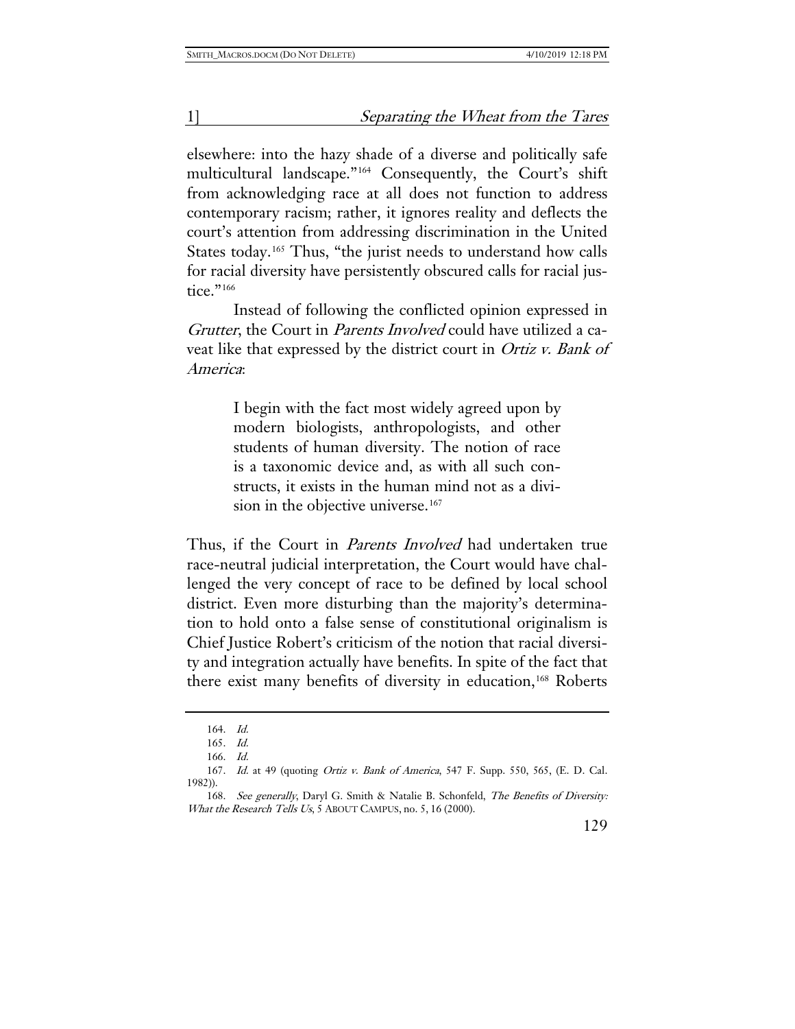elsewhere: into the hazy shade of a diverse and politically safe multicultural landscape."[164] Consequently, the Court's shift from acknowledging race at all does not function to address contemporary racism; rather, it ignores reality and deflects the court's attention from addressing discrimination in the United States today.[165] Thus, "the jurist needs to understand how calls for racial diversity have persistently obscured calls for racial justice."[166]

Instead of following the conflicted opinion expressed in *Grutter*, the Court in *Parents Involved* could have utilized a caveat like that expressed by the district court in *Ortiz v. Bank of America*:

> I begin with the fact most widely agreed upon by modern biologists, anthropologists, and other students of human diversity. The notion of race is a taxonomic device and, as with all such constructs, it exists in the human mind not as a division in the objective universe.[167]

Thus, if the Court in *Parents Involved* had undertaken true race-neutral judicial interpretation, the Court would have challenged the very concept of race to be defined by local school district. Even more disturbing than the majority's determination to hold onto a false sense of constitutional originalism is Chief Justice Robert's criticism of the notion that racial diversity and integration actually have benefits. In spite of the fact that there exist many benefits of diversity in education,[168] Roberts

---

164. *Id.*

165. *Id.*

166. *Id.*

167. *Id.* at 49 (quoting *Ortiz v. Bank of America*, 547 F. Supp. 550, 565, (E. D. Cal. 1982)).

168. *See generally*, Daryl G. Smith & Natalie B. Schonfeld, *The Benefits of Diversity: What the Research Tells Us*, 5 ABOUT CAMPUS, no. 5, 16 (2000).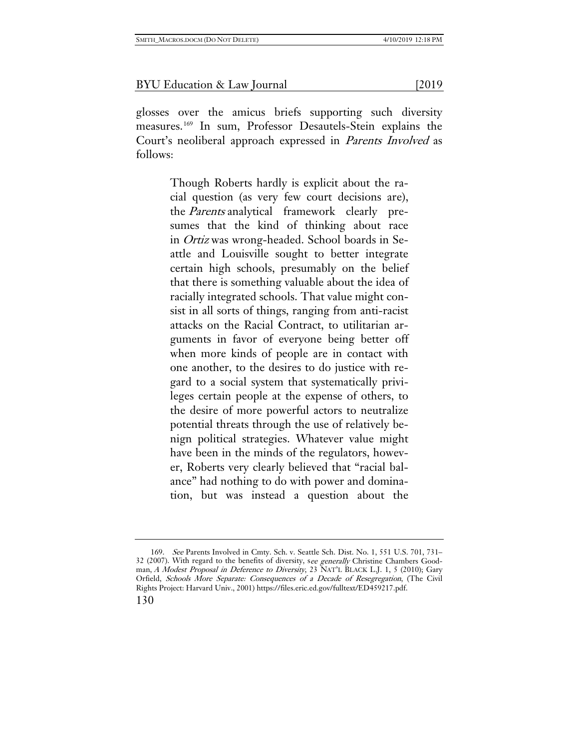glosses over the amicus briefs supporting such diversity measures.[169] In sum, Professor Desautels-Stein explains the Court's neoliberal approach expressed in *Parents Involved* as follows:

> Though Roberts hardly is explicit about the racial question (as very few court decisions are), the *Parents* analytical framework clearly presumes that the kind of thinking about race in *Ortiz* was wrong-headed. School boards in Seattle and Louisville sought to better integrate certain high schools, presumably on the belief that there is something valuable about the idea of racially integrated schools. That value might consist in all sorts of things, ranging from anti-racist attacks on the Racial Contract, to utilitarian arguments in favor of everyone being better off when more kinds of people are in contact with one another, to the desires to do justice with regard to a social system that systematically privileges certain people at the expense of others, to the desire of more powerful actors to neutralize potential threats through the use of relatively benign political strategies. Whatever value might have been in the minds of the regulators, however, Roberts very clearly believed that "racial balance" had nothing to do with power and domination, but was instead a question about the

---

169. *See* Parents Involved in Cmty. Sch. v. Seattle Sch. Dist. No. 1, 551 U.S. 701, 731–32 (2007). With regard to the benefits of diversity, s*ee generally* Christine Chambers Goodman, *A Modest Proposal in Deference to Diversity*, 23 NAT'L BLACK L.J. 1, 5 (2010); Gary Orfield, *Schools More Separate: Consequences of a Decade of Resegregation*, (The Civil Rights Project: Harvard Univ., 2001) https://files.eric.ed.gov/fulltext/ED459217.pdf.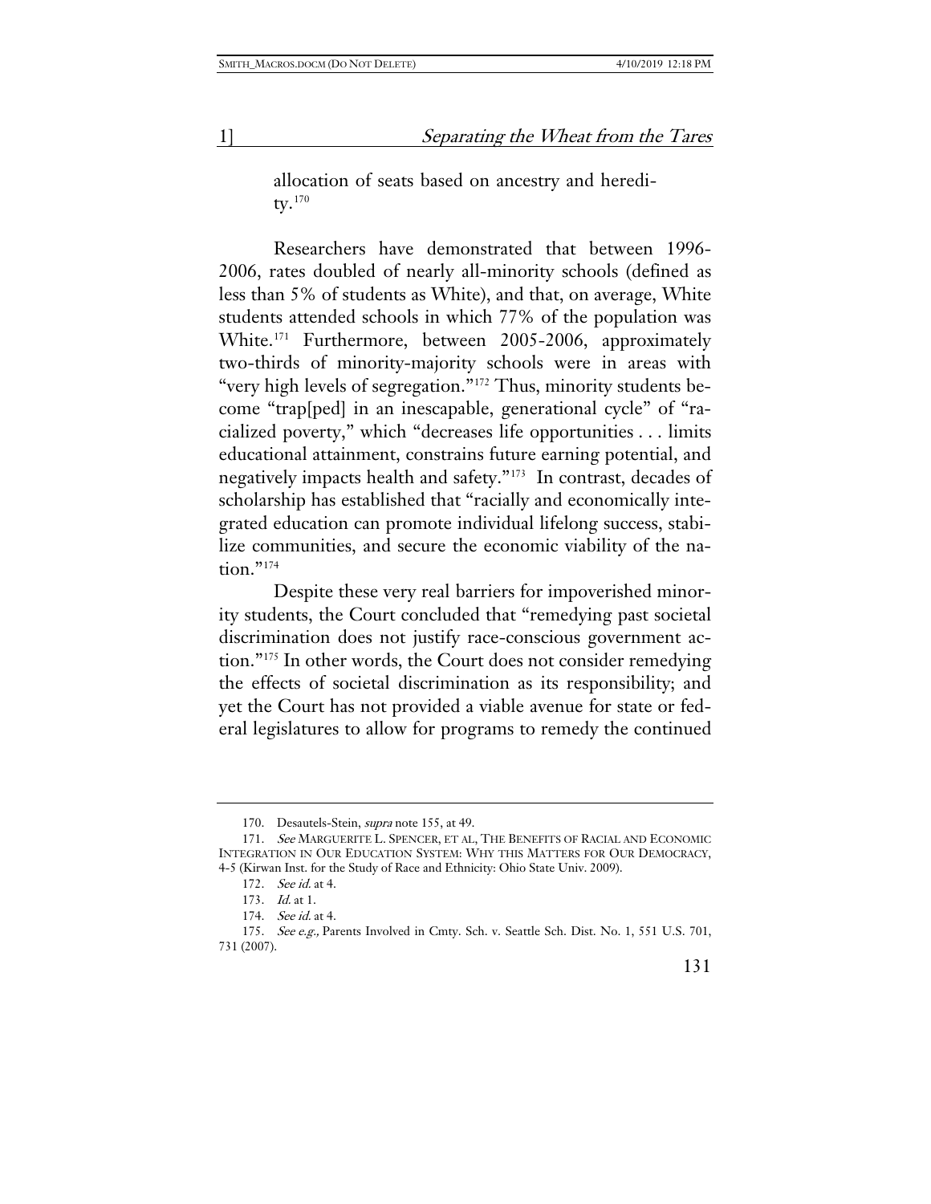allocation of seats based on ancestry and heredity.[170]

Researchers have demonstrated that between 1996-2006, rates doubled of nearly all-minority schools (defined as less than 5% of students as White), and that, on average, White students attended schools in which 77% of the population was White.[171] Furthermore, between 2005-2006, approximately two-thirds of minority-majority schools were in areas with "very high levels of segregation."[172] Thus, minority students become "trap[ped] in an inescapable, generational cycle" of "racialized poverty," which "decreases life opportunities . . . limits educational attainment, constrains future earning potential, and negatively impacts health and safety."[173] In contrast, decades of scholarship has established that "racially and economically integrated education can promote individual lifelong success, stabilize communities, and secure the economic viability of the nation."[174]

Despite these very real barriers for impoverished minority students, the Court concluded that "remedying past societal discrimination does not justify race-conscious government action."[175] In other words, the Court does not consider remedying the effects of societal discrimination as its responsibility; and yet the Court has not provided a viable avenue for state or federal legislatures to allow for programs to remedy the continued

---

170. Desautels-Stein, *supra* note 155, at 49.

171. *See* MARGUERITE L. SPENCER, ET AL, THE BENEFITS OF RACIAL AND ECONOMIC INTEGRATION IN OUR EDUCATION SYSTEM: WHY THIS MATTERS FOR OUR DEMOCRACY, 4-5 (Kirwan Inst. for the Study of Race and Ethnicity: Ohio State Univ. 2009).

172. *See id.* at 4.

173. *Id.* at 1.

174. *See id.* at 4.

175. *See e.g.,* Parents Involved in Cmty. Sch. v. Seattle Sch. Dist. No. 1, 551 U.S. 701, 731 (2007).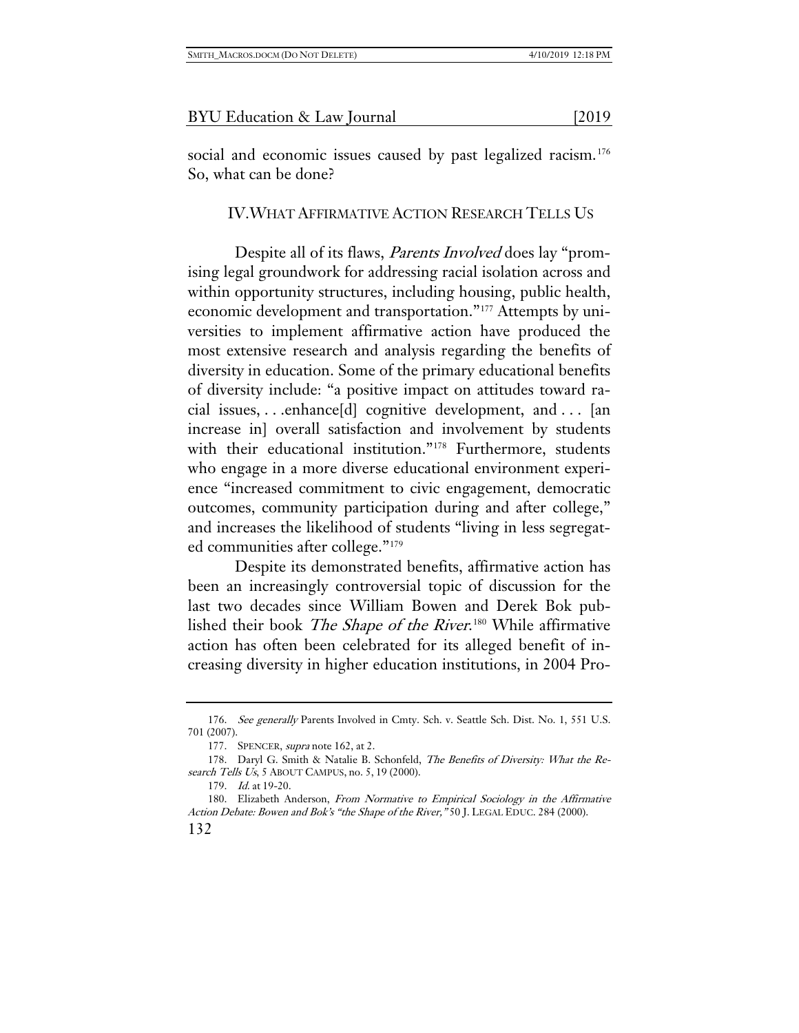social and economic issues caused by past legalized racism.[176] So, what can be done?

## IV. WHAT AFFIRMATIVE ACTION RESEARCH TELLS US

Despite all of its flaws, *Parents Involved* does lay "promising legal groundwork for addressing racial isolation across and within opportunity structures, including housing, public health, economic development and transportation."[177] Attempts by universities to implement affirmative action have produced the most extensive research and analysis regarding the benefits of diversity in education. Some of the primary educational benefits of diversity include: "a positive impact on attitudes toward racial issues, . . .enhance[d] cognitive development, and . . . [an increase in] overall satisfaction and involvement by students with their educational institution."[178] Furthermore, students who engage in a more diverse educational environment experience "increased commitment to civic engagement, democratic outcomes, community participation during and after college," and increases the likelihood of students "living in less segregated communities after college."[179]

Despite its demonstrated benefits, affirmative action has been an increasingly controversial topic of discussion for the last two decades since William Bowen and Derek Bok published their book *The Shape of the River*.[180] While affirmative action has often been celebrated for its alleged benefit of increasing diversity in higher education institutions, in 2004 Pro-

---

176. *See generally* Parents Involved in Cmty. Sch. v. Seattle Sch. Dist. No. 1, 551 U.S. 701 (2007).

177. SPENCER, *supra* note 162, at 2.

178. Daryl G. Smith & Natalie B. Schonfeld, *The Benefits of Diversity: What the Research Tells Us*, 5 ABOUT CAMPUS, no. 5, 19 (2000).

179. *Id.* at 19-20.

180. Elizabeth Anderson, *From Normative to Empirical Sociology in the Affirmative Action Debate: Bowen and Bok's "the Shape of the River,"* 50 J. LEGAL EDUC. 284 (2000).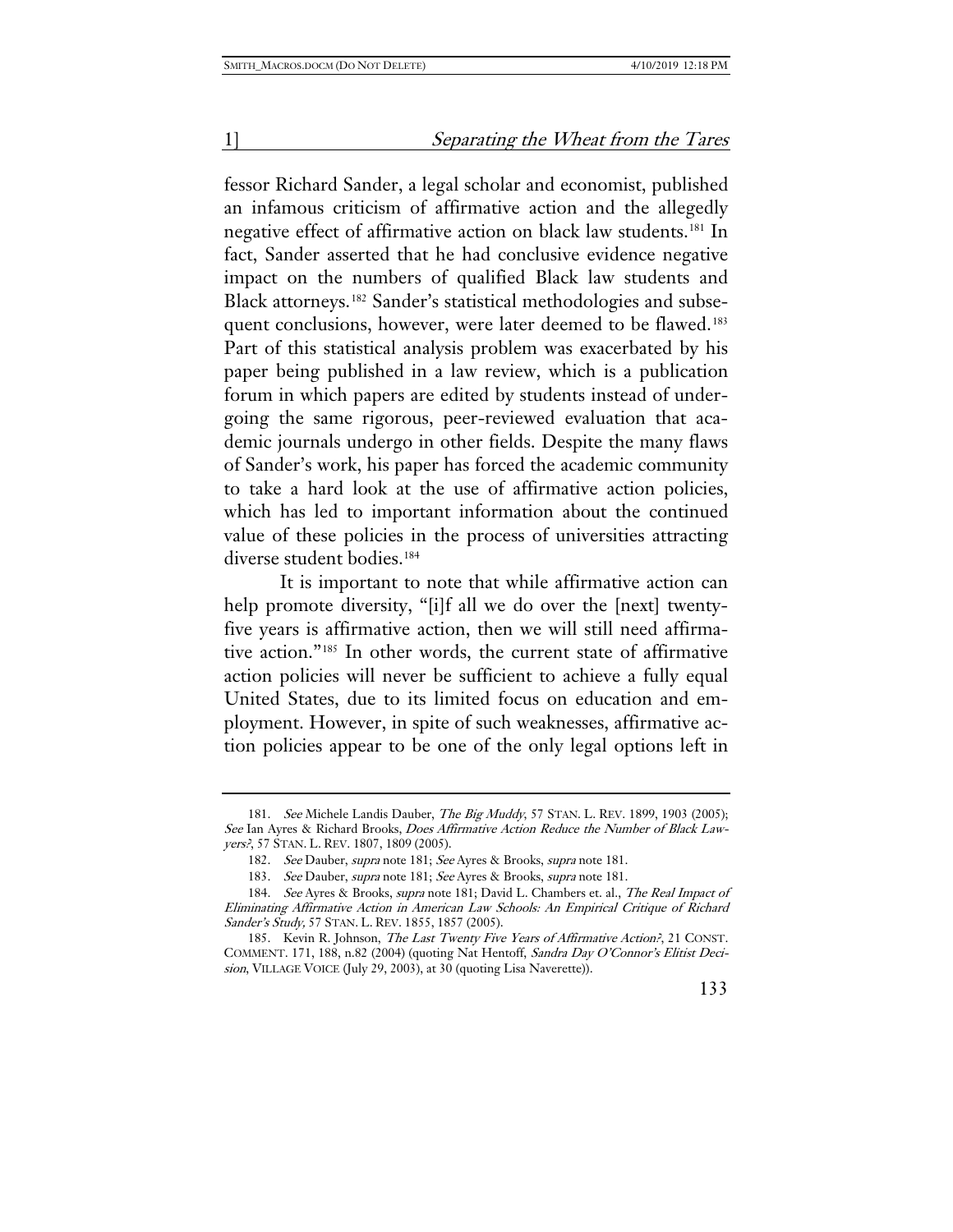fessor Richard Sander, a legal scholar and economist, published an infamous criticism of affirmative action and the allegedly negative effect of affirmative action on black law students.[181] In fact, Sander asserted that he had conclusive evidence negative impact on the numbers of qualified Black law students and Black attorneys.[182] Sander's statistical methodologies and subsequent conclusions, however, were later deemed to be flawed.[183] Part of this statistical analysis problem was exacerbated by his paper being published in a law review, which is a publication forum in which papers are edited by students instead of undergoing the same rigorous, peer-reviewed evaluation that academic journals undergo in other fields. Despite the many flaws of Sander's work, his paper has forced the academic community to take a hard look at the use of affirmative action policies, which has led to important information about the continued value of these policies in the process of universities attracting diverse student bodies.[184]

It is important to note that while affirmative action can help promote diversity, "[i]f all we do over the [next] twenty-five years is affirmative action, then we will still need affirmative action."[185] In other words, the current state of affirmative action policies will never be sufficient to achieve a fully equal United States, due to its limited focus on education and employment. However, in spite of such weaknesses, affirmative action policies appear to be one of the only legal options left in

---

181. *See* Michele Landis Dauber, *The Big Muddy*, 57 STAN. L. REV. 1899, 1903 (2005); *See* Ian Ayres & Richard Brooks, *Does Affirmative Action Reduce the Number of Black Lawyers?*, 57 STAN. L. REV. 1807, 1809 (2005).

182. *See* Dauber, *supra* note 181; *See* Ayres & Brooks, *supra* note 181.

183. *See* Dauber, *supra* note 181; *See* Ayres & Brooks, *supra* note 181.

184. *See* Ayres & Brooks, *supra* note 181; David L. Chambers et. al., *The Real Impact of Eliminating Affirmative Action in American Law Schools: An Empirical Critique of Richard Sander's Study,* 57 STAN. L. REV. 1855, 1857 (2005).

185. Kevin R. Johnson, *The Last Twenty Five Years of Affirmative Action?*, 21 CONST. COMMENT. 171, 188, n.82 (2004) (quoting Nat Hentoff, *Sandra Day O'Connor's Elitist Decision*, VILLAGE VOICE (July 29, 2003), at 30 (quoting Lisa Naverette)).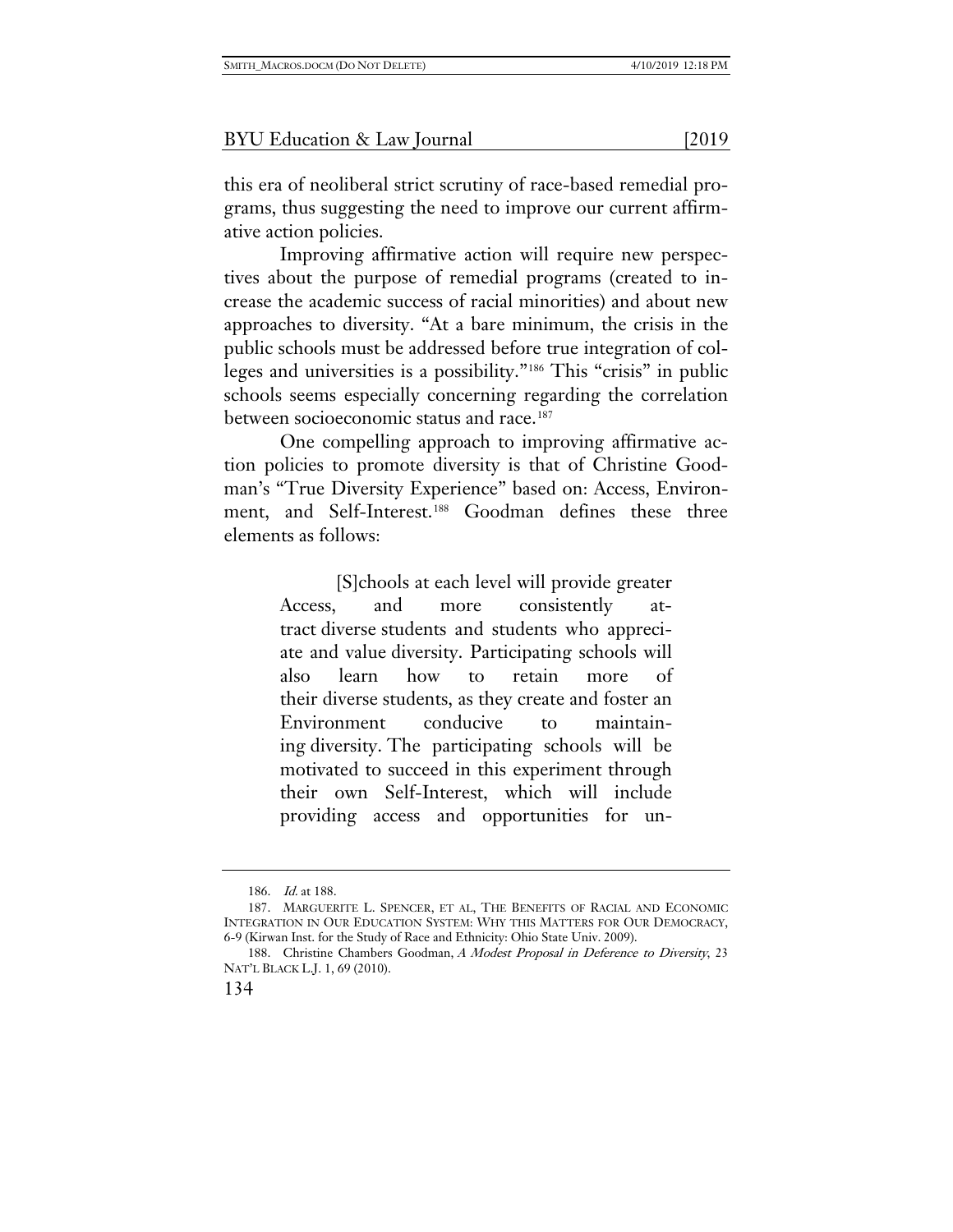this era of neoliberal strict scrutiny of race-based remedial programs, thus suggesting the need to improve our current affirmative action policies.

Improving affirmative action will require new perspectives about the purpose of remedial programs (created to increase the academic success of racial minorities) and about new approaches to diversity. "At a bare minimum, the crisis in the public schools must be addressed before true integration of colleges and universities is a possibility."[186] This "crisis" in public schools seems especially concerning regarding the correlation between socioeconomic status and race.[187]

One compelling approach to improving affirmative action policies to promote diversity is that of Christine Goodman's "True Diversity Experience" based on: Access, Environment, and Self-Interest.[188] Goodman defines these three elements as follows:

> [S]chools at each level will provide greater Access, and more consistently attract diverse students and students who appreciate and value diversity. Participating schools will also learn how to retain more of their diverse students, as they create and foster an Environment conducive to maintaining diversity. The participating schools will be motivated to succeed in this experiment through their own Self-Interest, which will include providing access and opportunities for un-

---

186. *Id.* at 188.

187. MARGUERITE L. SPENCER, ET AL, THE BENEFITS OF RACIAL AND ECONOMIC INTEGRATION IN OUR EDUCATION SYSTEM: WHY THIS MATTERS FOR OUR DEMOCRACY, 6-9 (Kirwan Inst. for the Study of Race and Ethnicity: Ohio State Univ. 2009).

188. Christine Chambers Goodman, *A Modest Proposal in Deference to Diversity*, 23 NAT'L BLACK L.J. 1, 69 (2010).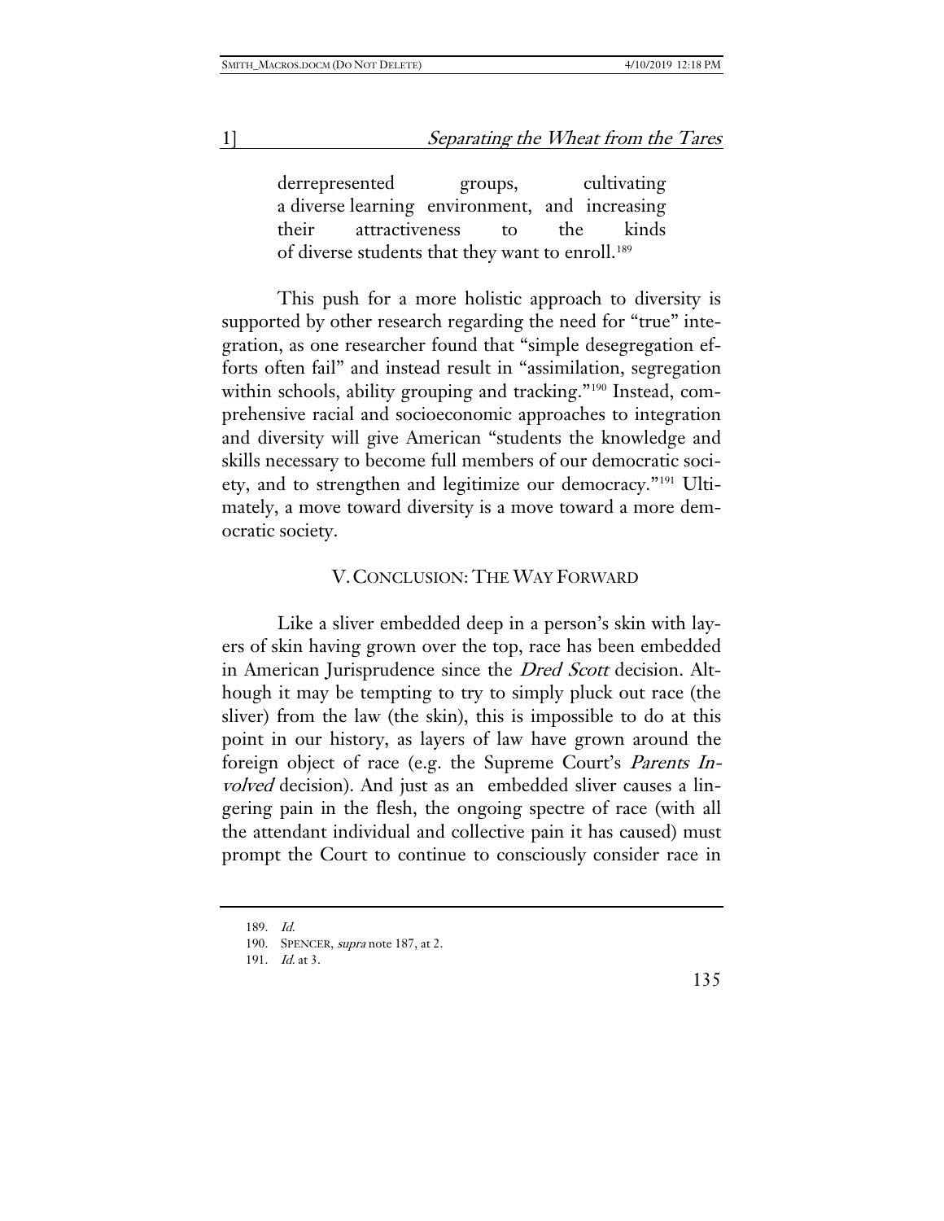derrepresented groups, cultivating a diverse learning environment, and increasing their attractiveness to the kinds of diverse students that they want to enroll.[189]

This push for a more holistic approach to diversity is supported by other research regarding the need for "true" integration, as one researcher found that "simple desegregation efforts often fail" and instead result in "assimilation, segregation within schools, ability grouping and tracking."[190] Instead, comprehensive racial and socioeconomic approaches to integration and diversity will give American "students the knowledge and skills necessary to become full members of our democratic society, and to strengthen and legitimize our democracy."[191] Ultimately, a move toward diversity is a move toward a more democratic society.

## V. CONCLUSION: THE WAY FORWARD

Like a sliver embedded deep in a person's skin with layers of skin having grown over the top, race has been embedded in American Jurisprudence since the *Dred Scott* decision. Although it may be tempting to try to simply pluck out race (the sliver) from the law (the skin), this is impossible to do at this point in our history, as layers of law have grown around the foreign object of race (e.g. the Supreme Court's *Parents Involved* decision). And just as an embedded sliver causes a lingering pain in the flesh, the ongoing spectre of race (with all the attendant individual and collective pain it has caused) must prompt the Court to continue to consciously consider race in

---

189. *Id.*

190. SPENCER, *supra* note 187, at 2.

191. *Id.* at 3.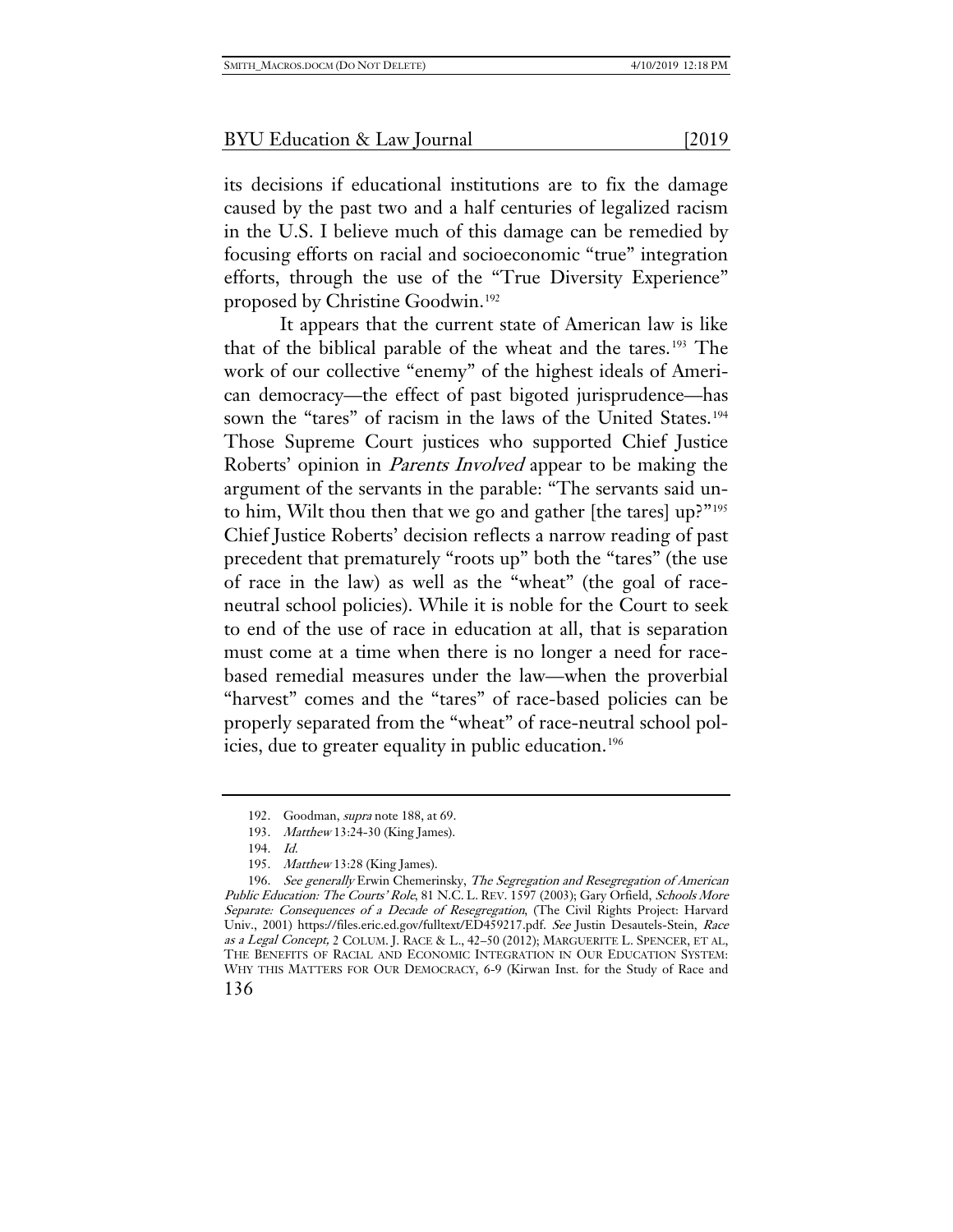its decisions if educational institutions are to fix the damage caused by the past two and a half centuries of legalized racism in the U.S. I believe much of this damage can be remedied by focusing efforts on racial and socioeconomic "true" integration efforts, through the use of the "True Diversity Experience" proposed by Christine Goodwin.[192]

It appears that the current state of American law is like that of the biblical parable of the wheat and the tares.[193] The work of our collective "enemy" of the highest ideals of American democracy—the effect of past bigoted jurisprudence—has sown the "tares" of racism in the laws of the United States.[194] Those Supreme Court justices who supported Chief Justice Roberts' opinion in *Parents Involved* appear to be making the argument of the servants in the parable: "The servants said unto him, Wilt thou then that we go and gather [the tares] up?"[195] Chief Justice Roberts' decision reflects a narrow reading of past precedent that prematurely "roots up" both the "tares" (the use of race in the law) as well as the "wheat" (the goal of race-neutral school policies). While it is noble for the Court to seek to end of the use of race in education at all, that is separation must come at a time when there is no longer a need for race-based remedial measures under the law—when the proverbial "harvest" comes and the "tares" of race-based policies can be properly separated from the "wheat" of race-neutral school policies, due to greater equality in public education.[196]

---

192. Goodman, *supra* note 188, at 69.

193. *Matthew* 13:24-30 (King James).

194. *Id.*

195. *Matthew* 13:28 (King James).

196. *See generally* Erwin Chemerinsky, *The Segregation and Resegregation of American Public Education: The Courts' Role*, 81 N.C. L. REV. 1597 (2003); Gary Orfield, *Schools More Separate: Consequences of a Decade of Resegregation*, (The Civil Rights Project: Harvard Univ., 2001) https://files.eric.ed.gov/fulltext/ED459217.pdf. *See* Justin Desautels-Stein, *Race as a Legal Concept,* 2 COLUM. J. RACE & L., 42–50 (2012); MARGUERITE L. SPENCER, ET AL, THE BENEFITS OF RACIAL AND ECONOMIC INTEGRATION IN OUR EDUCATION SYSTEM: WHY THIS MATTERS FOR OUR DEMOCRACY, 6-9 (Kirwan Inst. for the Study of Race and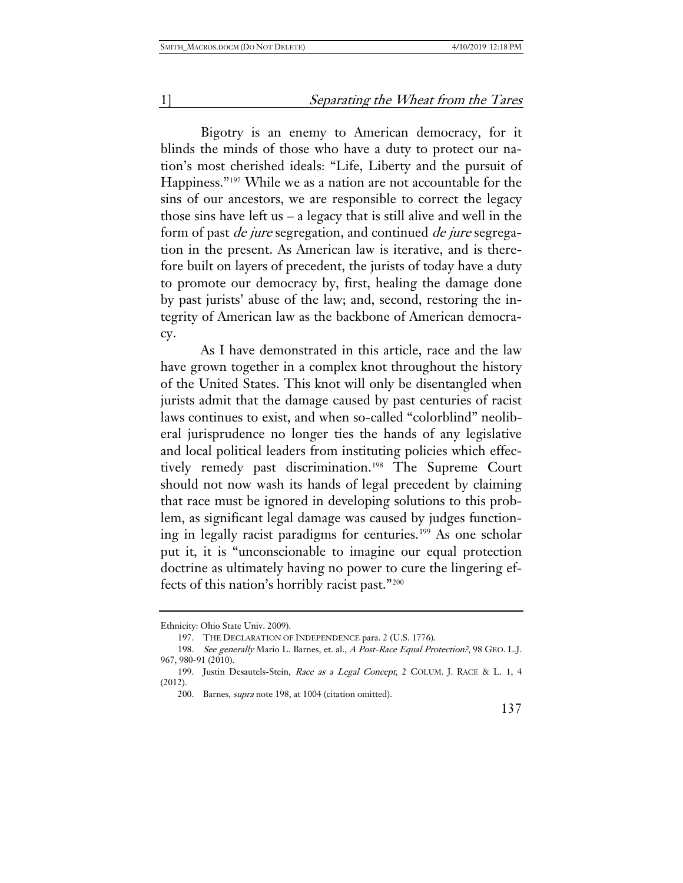Bigotry is an enemy to American democracy, for it blinds the minds of those who have a duty to protect our nation's most cherished ideals: "Life, Liberty and the pursuit of Happiness."[197] While we as a nation are not accountable for the sins of our ancestors, we are responsible to correct the legacy those sins have left us – a legacy that is still alive and well in the form of past *de jure* segregation, and continued *de jure* segregation in the present. As American law is iterative, and is therefore built on layers of precedent, the jurists of today have a duty to promote our democracy by, first, healing the damage done by past jurists' abuse of the law; and, second, restoring the integrity of American law as the backbone of American democracy.

As I have demonstrated in this article, race and the law have grown together in a complex knot throughout the history of the United States. This knot will only be disentangled when jurists admit that the damage caused by past centuries of racist laws continues to exist, and when so-called "colorblind" neoliberal jurisprudence no longer ties the hands of any legislative and local political leaders from instituting policies which effectively remedy past discrimination.[198] The Supreme Court should not now wash its hands of legal precedent by claiming that race must be ignored in developing solutions to this problem, as significant legal damage was caused by judges functioning in legally racist paradigms for centuries.[199] As one scholar put it, it is "unconscionable to imagine our equal protection doctrine as ultimately having no power to cure the lingering effects of this nation's horribly racist past."[200]

---

Ethnicity: Ohio State Univ. 2009).

197. THE DECLARATION OF INDEPENDENCE para. 2 (U.S. 1776).

198. *See generally* Mario L. Barnes, et. al., *A Post-Race Equal Protection?*, 98 GEO. L.J. 967, 980-91 (2010).

199. Justin Desautels-Stein, *Race as a Legal Concept*, 2 COLUM. J. RACE & L. 1, 4 (2012).

200. Barnes, *supra* note 198, at 1004 (citation omitted).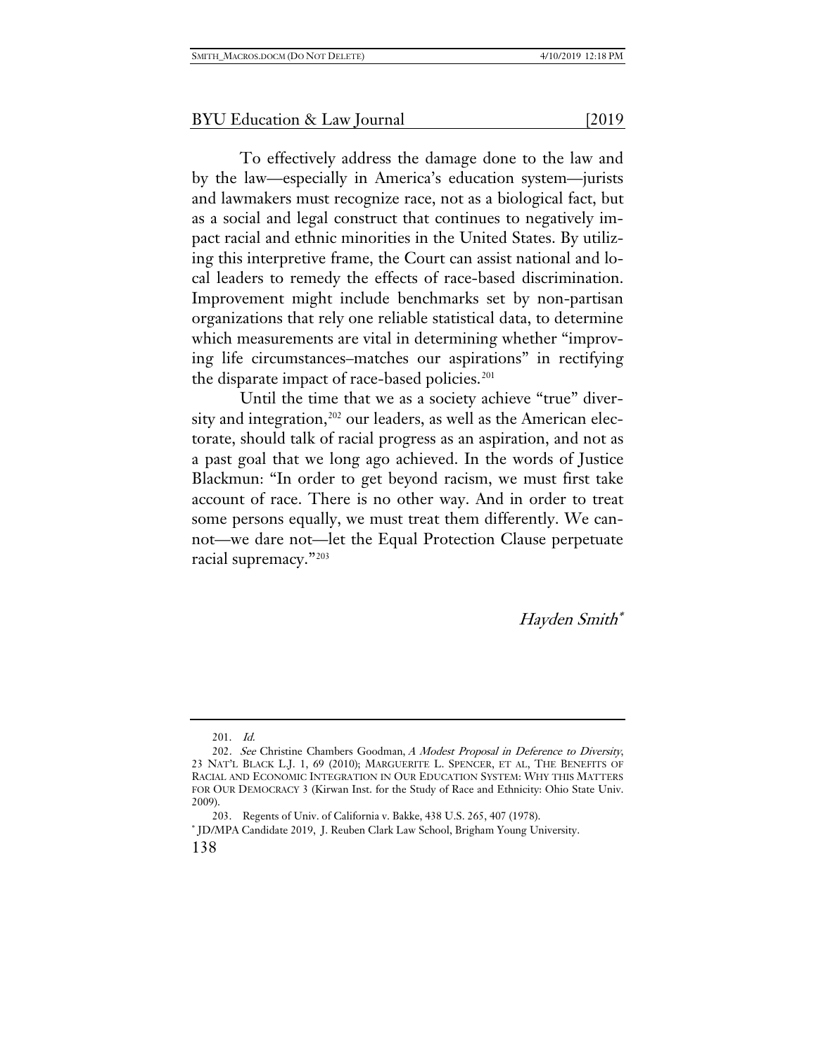To effectively address the damage done to the law and by the law—especially in America's education system—jurists and lawmakers must recognize race, not as a biological fact, but as a social and legal construct that continues to negatively impact racial and ethnic minorities in the United States. By utilizing this interpretive frame, the Court can assist national and local leaders to remedy the effects of race-based discrimination. Improvement might include benchmarks set by non-partisan organizations that rely one reliable statistical data, to determine which measurements are vital in determining whether "improving life circumstances–matches our aspirations" in rectifying the disparate impact of race-based policies.[201]

Until the time that we as a society achieve "true" diversity and integration,[202] our leaders, as well as the American electorate, should talk of racial progress as an aspiration, and not as a past goal that we long ago achieved. In the words of Justice Blackmun: "In order to get beyond racism, we must first take account of race. There is no other way. And in order to treat some persons equally, we must treat them differently. We cannot—we dare not—let the Equal Protection Clause perpetuate racial supremacy."[203]

*Hayden Smith*[*]

---

201. *Id.*

202. *See* Christine Chambers Goodman, *A Modest Proposal in Deference to Diversity*, 23 NAT'L BLACK L.J. 1, 69 (2010); MARGUERITE L. SPENCER, ET AL, THE BENEFITS OF RACIAL AND ECONOMIC INTEGRATION IN OUR EDUCATION SYSTEM: WHY THIS MATTERS FOR OUR DEMOCRACY 3 (Kirwan Inst. for the Study of Race and Ethnicity: Ohio State Univ. 2009).

203. Regents of Univ. of California v. Bakke, 438 U.S. 265, 407 (1978).

[*] JD/MPA Candidate 2019, J. Reuben Clark Law School, Brigham Young University.